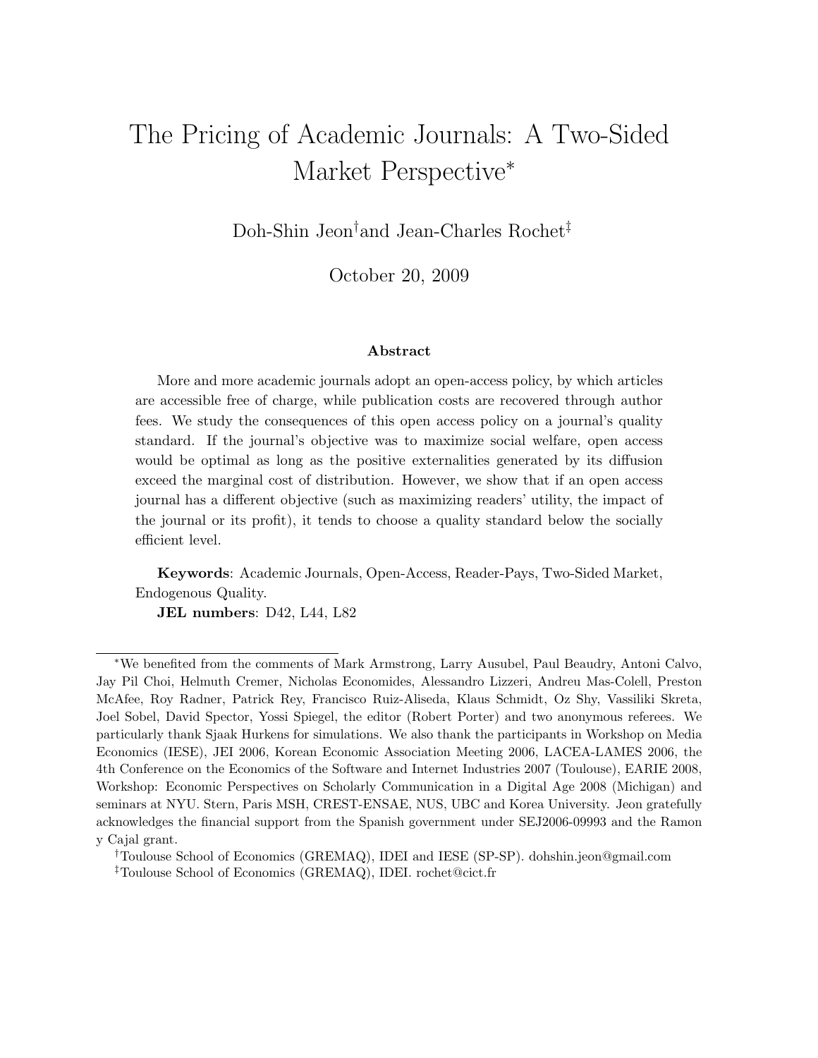# The Pricing of Academic Journals: A Two-Sided Market Perspective*

Doh-Shin Jeon[†] and Jean-Charles Rochet[‡]

October 20, 2009

**Abstract**

More and more academic journals adopt an open-access policy, by which articles are accessible free of charge, while publication costs are recovered through author fees. We study the consequences of this open access policy on a journal's quality standard. If the journal's objective was to maximize social welfare, open access would be optimal as long as the positive externalities generated by its diffusion exceed the marginal cost of distribution. However, we show that if an open access journal has a different objective (such as maximizing readers' utility, the impact of the journal or its profit), it tends to choose a quality standard below the socially efficient level.

**Keywords**: Academic Journals, Open-Access, Reader-Pays, Two-Sided Market, Endogenous Quality.

**JEL numbers**: D42, L44, L82

---

*We benefited from the comments of Mark Armstrong, Larry Ausubel, Paul Beaudry, Antoni Calvo, Jay Pil Choi, Helmuth Cremer, Nicholas Economides, Alessandro Lizzeri, Andreu Mas-Colell, Preston McAfee, Roy Radner, Patrick Rey, Francisco Ruiz-Aliseda, Klaus Schmidt, Oz Shy, Vassiliki Skreta, Joel Sobel, David Spector, Yossi Spiegel, the editor (Robert Porter) and two anonymous referees. We particularly thank Sjaak Hurkens for simulations. We also thank the participants in Workshop on Media Economics (IESE), JEI 2006, Korean Economic Association Meeting 2006, LACEA-LAMES 2006, the 4th Conference on the Economics of the Software and Internet Industries 2007 (Toulouse), EARIE 2008, Workshop: Economic Perspectives on Scholarly Communication in a Digital Age 2008 (Michigan) and seminars at NYU. Stern, Paris MSH, CREST-ENSAE, NUS, UBC and Korea University. Jeon gratefully acknowledges the financial support from the Spanish government under SEJ2006-09993 and the Ramon y Cajal grant.

[†]Toulouse School of Economics (GREMAQ), IDEI and IESE (SP-SP). dohshin.jeon@gmail.com

[‡]Toulouse School of Economics (GREMAQ), IDEI. rochet@cict.fr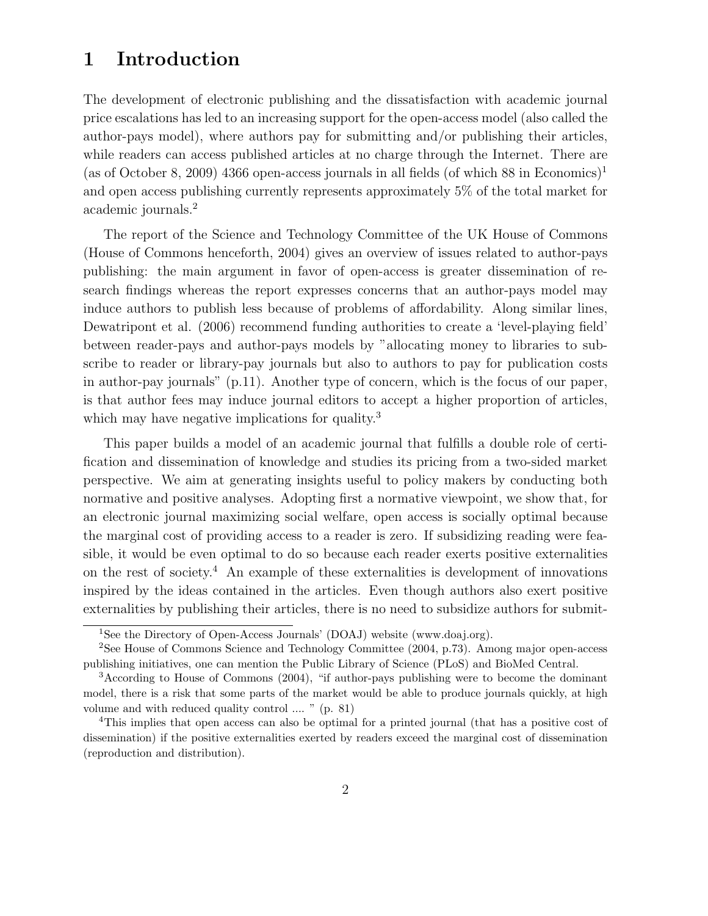# 1 Introduction

The development of electronic publishing and the dissatisfaction with academic journal price escalations has led to an increasing support for the open-access model (also called the author-pays model), where authors pay for submitting and/or publishing their articles, while readers can access published articles at no charge through the Internet. There are (as of October 8, 2009) 4366 open-access journals in all fields (of which 88 in Economics)[1] and open access publishing currently represents approximately 5% of the total market for academic journals.[2]

The report of the Science and Technology Committee of the UK House of Commons (House of Commons henceforth, 2004) gives an overview of issues related to author-pays publishing: the main argument in favor of open-access is greater dissemination of research findings whereas the report expresses concerns that an author-pays model may induce authors to publish less because of problems of affordability. Along similar lines, Dewatripont et al. (2006) recommend funding authorities to create a 'level-playing field' between reader-pays and author-pays models by "allocating money to libraries to subscribe to reader or library-pay journals but also to authors to pay for publication costs in author-pay journals" (p.11). Another type of concern, which is the focus of our paper, is that author fees may induce journal editors to accept a higher proportion of articles, which may have negative implications for quality.[3]

This paper builds a model of an academic journal that fulfills a double role of certification and dissemination of knowledge and studies its pricing from a two-sided market perspective. We aim at generating insights useful to policy makers by conducting both normative and positive analyses. Adopting first a normative viewpoint, we show that, for an electronic journal maximizing social welfare, open access is socially optimal because the marginal cost of providing access to a reader is zero. If subsidizing reading were feasible, it would be even optimal to do so because each reader exerts positive externalities on the rest of society.[4] An example of these externalities is development of innovations inspired by the ideas contained in the articles. Even though authors also exert positive externalities by publishing their articles, there is no need to subsidize authors for submit-

[1] See the Directory of Open-Access Journals' (DOAJ) website (www.doaj.org).

[2] See House of Commons Science and Technology Committee (2004, p.73). Among major open-access publishing initiatives, one can mention the Public Library of Science (PLoS) and BioMed Central.

[3] According to House of Commons (2004), "if author-pays publishing were to become the dominant model, there is a risk that some parts of the market would be able to produce journals quickly, at high volume and with reduced quality control .... " (p. 81)

[4] This implies that open access can also be optimal for a printed journal (that has a positive cost of dissemination) if the positive externalities exerted by readers exceed the marginal cost of dissemination (reproduction and distribution).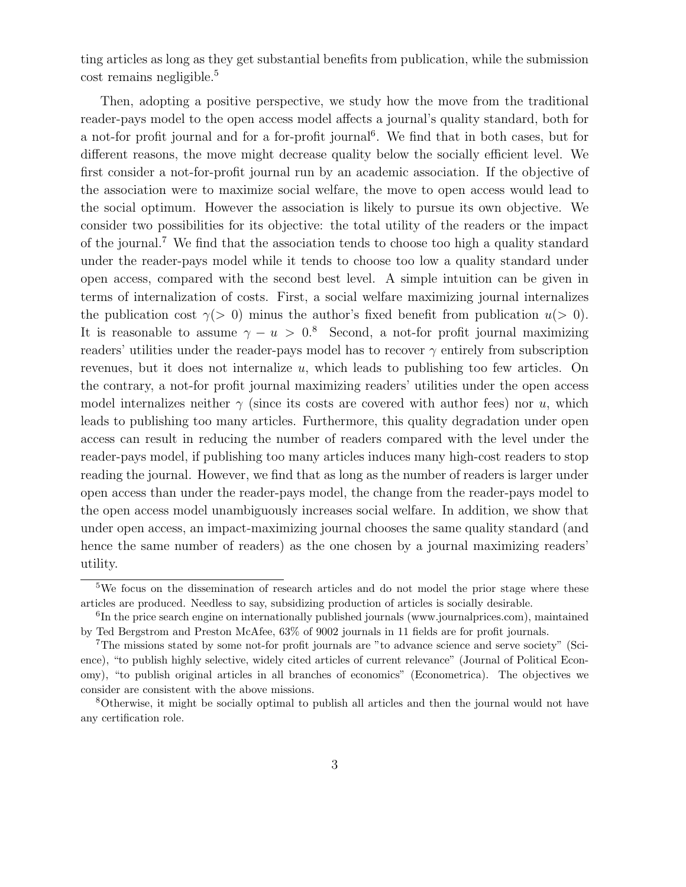ting articles as long as they get substantial benefits from publication, while the submission cost remains negligible.[5]

Then, adopting a positive perspective, we study how the move from the traditional reader-pays model to the open access model affects a journal's quality standard, both for a not-for profit journal and for a for-profit journal[6]. We find that in both cases, but for different reasons, the move might decrease quality below the socially efficient level. We first consider a not-for-profit journal run by an academic association. If the objective of the association were to maximize social welfare, the move to open access would lead to the social optimum. However the association is likely to pursue its own objective. We consider two possibilities for its objective: the total utility of the readers or the impact of the journal.[7] We find that the association tends to choose too high a quality standard under the reader-pays model while it tends to choose too low a quality standard under open access, compared with the second best level. A simple intuition can be given in terms of internalization of costs. First, a social welfare maximizing journal internalizes the publication cost $\gamma (> 0)$ minus the author's fixed benefit from publication $u (> 0)$. It is reasonable to assume $\gamma - u > 0$.[8] Second, a not-for profit journal maximizing readers' utilities under the reader-pays model has to recover $\gamma$ entirely from subscription revenues, but it does not internalize $u$, which leads to publishing too few articles. On the contrary, a not-for profit journal maximizing readers' utilities under the open access model internalizes neither $\gamma$ (since its costs are covered with author fees) nor $u$, which leads to publishing too many articles. Furthermore, this quality degradation under open access can result in reducing the number of readers compared with the level under the reader-pays model, if publishing too many articles induces many high-cost readers to stop reading the journal. However, we find that as long as the number of readers is larger under open access than under the reader-pays model, the change from the reader-pays model to the open access model unambiguously increases social welfare. In addition, we show that under open access, an impact-maximizing journal chooses the same quality standard (and hence the same number of readers) as the one chosen by a journal maximizing readers' utility.

---

[5] We focus on the dissemination of research articles and do not model the prior stage where these articles are produced. Needless to say, subsidizing production of articles is socially desirable.

[6] In the price search engine on internationally published journals (www.journalprices.com), maintained by Ted Bergstrom and Preston McAfee, 63% of 9002 journals in 11 fields are for profit journals.

[7] The missions stated by some not-for profit journals are "to advance science and serve society" (Science), "to publish highly selective, widely cited articles of current relevance" (Journal of Political Economy), "to publish original articles in all branches of economics" (Econometrica). The objectives we consider are consistent with the above missions.

[8] Otherwise, it might be socially optimal to publish all articles and then the journal would not have any certification role.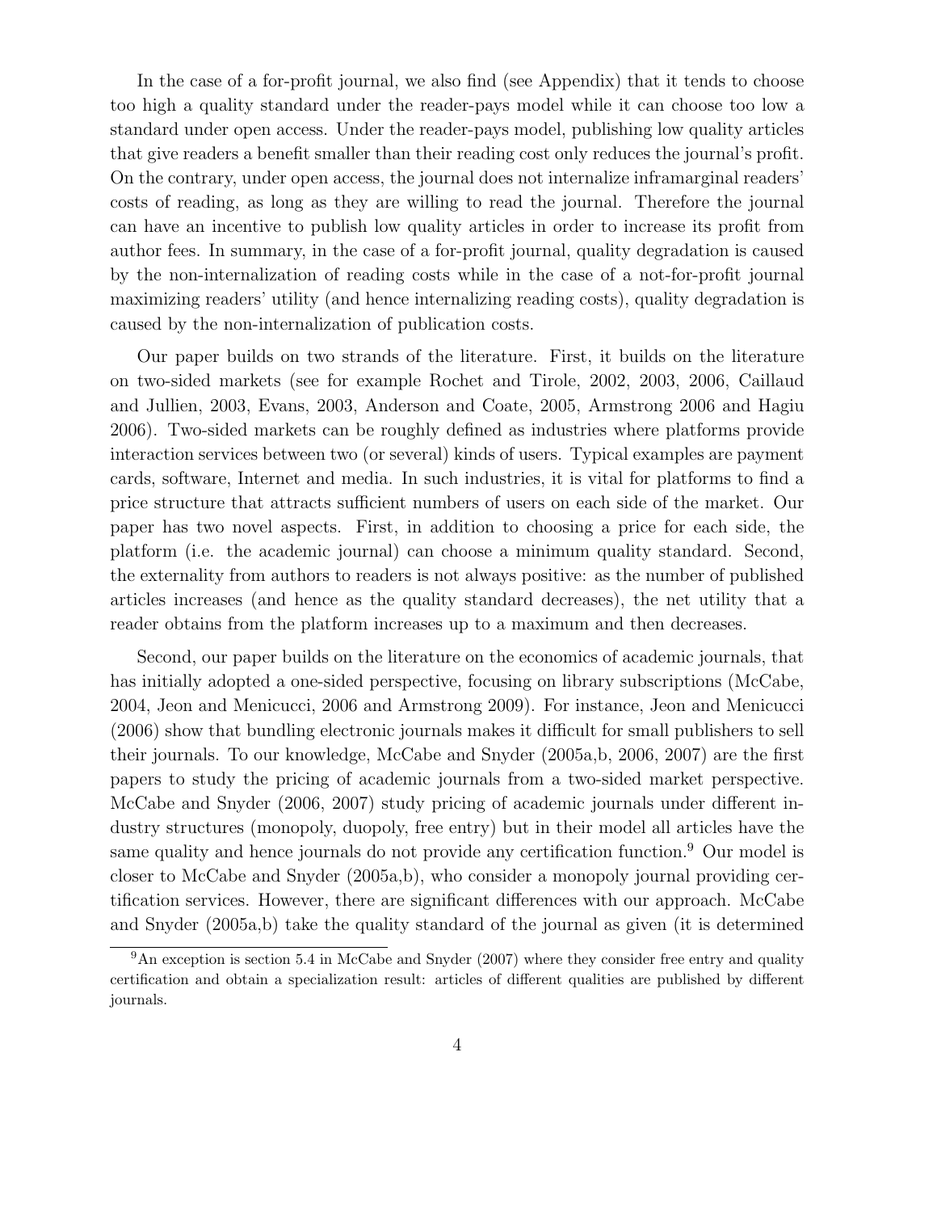In the case of a for-profit journal, we also find (see Appendix) that it tends to choose too high a quality standard under the reader-pays model while it can choose too low a standard under open access. Under the reader-pays model, publishing low quality articles that give readers a benefit smaller than their reading cost only reduces the journal's profit. On the contrary, under open access, the journal does not internalize inframarginal readers' costs of reading, as long as they are willing to read the journal. Therefore the journal can have an incentive to publish low quality articles in order to increase its profit from author fees. In summary, in the case of a for-profit journal, quality degradation is caused by the non-internalization of reading costs while in the case of a not-for-profit journal maximizing readers' utility (and hence internalizing reading costs), quality degradation is caused by the non-internalization of publication costs.

Our paper builds on two strands of the literature. First, it builds on the literature on two-sided markets (see for example Rochet and Tirole, 2002, 2003, 2006, Caillaud and Jullien, 2003, Evans, 2003, Anderson and Coate, 2005, Armstrong 2006 and Hagiu 2006). Two-sided markets can be roughly defined as industries where platforms provide interaction services between two (or several) kinds of users. Typical examples are payment cards, software, Internet and media. In such industries, it is vital for platforms to find a price structure that attracts sufficient numbers of users on each side of the market. Our paper has two novel aspects. First, in addition to choosing a price for each side, the platform (i.e. the academic journal) can choose a minimum quality standard. Second, the externality from authors to readers is not always positive: as the number of published articles increases (and hence as the quality standard decreases), the net utility that a reader obtains from the platform increases up to a maximum and then decreases.

Second, our paper builds on the literature on the economics of academic journals, that has initially adopted a one-sided perspective, focusing on library subscriptions (McCabe, 2004, Jeon and Menicucci, 2006 and Armstrong 2009). For instance, Jeon and Menicucci (2006) show that bundling electronic journals makes it difficult for small publishers to sell their journals. To our knowledge, McCabe and Snyder (2005a,b, 2006, 2007) are the first papers to study the pricing of academic journals from a two-sided market perspective. McCabe and Snyder (2006, 2007) study pricing of academic journals under different industry structures (monopoly, duopoly, free entry) but in their model all articles have the same quality and hence journals do not provide any certification function.[9] Our model is closer to McCabe and Snyder (2005a,b), who consider a monopoly journal providing certification services. However, there are significant differences with our approach. McCabe and Snyder (2005a,b) take the quality standard of the journal as given (it is determined

[9] An exception is section 5.4 in McCabe and Snyder (2007) where they consider free entry and quality certification and obtain a specialization result: articles of different qualities are published by different journals.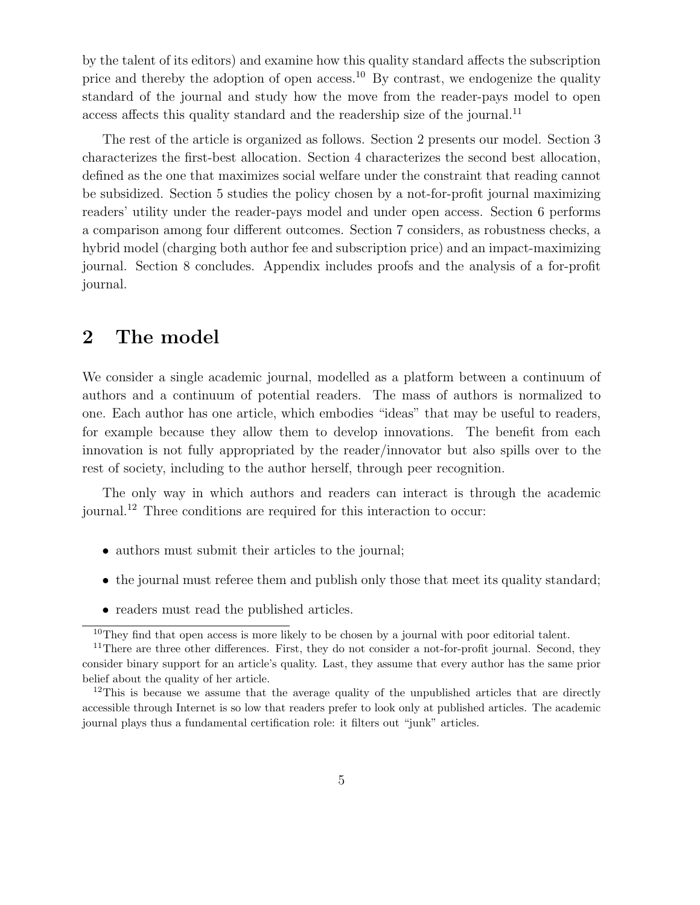by the talent of its editors) and examine how this quality standard affects the subscription price and thereby the adoption of open access.[10] By contrast, we endogenize the quality standard of the journal and study how the move from the reader-pays model to open access affects this quality standard and the readership size of the journal.[11]

The rest of the article is organized as follows. Section 2 presents our model. Section 3 characterizes the first-best allocation. Section 4 characterizes the second best allocation, defined as the one that maximizes social welfare under the constraint that reading cannot be subsidized. Section 5 studies the policy chosen by a not-for-profit journal maximizing readers' utility under the reader-pays model and under open access. Section 6 performs a comparison among four different outcomes. Section 7 considers, as robustness checks, a hybrid model (charging both author fee and subscription price) and an impact-maximizing journal. Section 8 concludes. Appendix includes proofs and the analysis of a for-profit journal.

# 2 The model

We consider a single academic journal, modelled as a platform between a continuum of authors and a continuum of potential readers. The mass of authors is normalized to one. Each author has one article, which embodies "ideas" that may be useful to readers, for example because they allow them to develop innovations. The benefit from each innovation is not fully appropriated by the reader/innovator but also spills over to the rest of society, including to the author herself, through peer recognition.

The only way in which authors and readers can interact is through the academic journal.[12] Three conditions are required for this interaction to occur:

- authors must submit their articles to the journal;
- the journal must referee them and publish only those that meet its quality standard;
- readers must read the published articles.

[10] They find that open access is more likely to be chosen by a journal with poor editorial talent.

[11] There are three other differences. First, they do not consider a not-for-profit journal. Second, they consider binary support for an article's quality. Last, they assume that every author has the same prior belief about the quality of her article.

[12] This is because we assume that the average quality of the unpublished articles that are directly accessible through Internet is so low that readers prefer to look only at published articles. The academic journal plays thus a fundamental certification role: it filters out "junk" articles.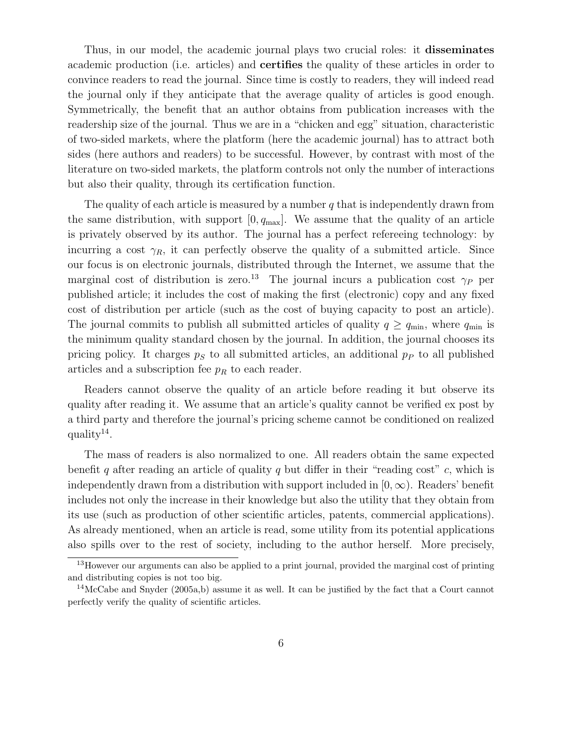Thus, in our model, the academic journal plays two crucial roles: it **disseminates** academic production (i.e. articles) and **certifies** the quality of these articles in order to convince readers to read the journal. Since time is costly to readers, they will indeed read the journal only if they anticipate that the average quality of articles is good enough. Symmetrically, the benefit that an author obtains from publication increases with the readership size of the journal. Thus we are in a "chicken and egg" situation, characteristic of two-sided markets, where the platform (here the academic journal) has to attract both sides (here authors and readers) to be successful. However, by contrast with most of the literature on two-sided markets, the platform controls not only the number of interactions but also their quality, through its certification function.

The quality of each article is measured by a number $q$ that is independently drawn from the same distribution, with support $[0, q_{\max}]$. We assume that the quality of an article is privately observed by its author. The journal has a perfect refereeing technology: by incurring a cost $\gamma_R$, it can perfectly observe the quality of a submitted article. Since our focus is on electronic journals, distributed through the Internet, we assume that the marginal cost of distribution is zero.[13] The journal incurs a publication cost $\gamma_P$ per published article; it includes the cost of making the first (electronic) copy and any fixed cost of distribution per article (such as the cost of buying capacity to post an article). The journal commits to publish all submitted articles of quality $q \geq q_{\min}$, where $q_{\min}$ is the minimum quality standard chosen by the journal. In addition, the journal chooses its pricing policy. It charges $p_S$ to all submitted articles, an additional $p_P$ to all published articles and a subscription fee $p_R$ to each reader.

Readers cannot observe the quality of an article before reading it but observe its quality after reading it. We assume that an article's quality cannot be verified ex post by a third party and therefore the journal's pricing scheme cannot be conditioned on realized quality[14].

The mass of readers is also normalized to one. All readers obtain the same expected benefit $q$ after reading an article of quality $q$ but differ in their "reading cost" $c$, which is independently drawn from a distribution with support included in $[0, \infty)$. Readers' benefit includes not only the increase in their knowledge but also the utility that they obtain from its use (such as production of other scientific articles, patents, commercial applications). As already mentioned, when an article is read, some utility from its potential applications also spills over to the rest of society, including to the author herself. More precisely,

[13] However our arguments can also be applied to a print journal, provided the marginal cost of printing and distributing copies is not too big.

[14] McCabe and Snyder (2005a,b) assume it as well. It can be justified by the fact that a Court cannot perfectly verify the quality of scientific articles.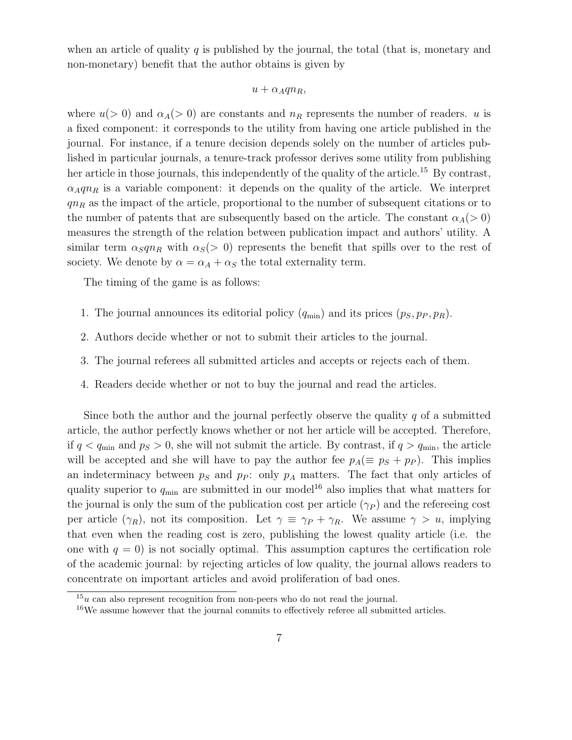when an article of quality $q$ is published by the journal, the total (that is, monetary and non-monetary) benefit that the author obtains is given by

$$u + \alpha_A q n_R,$$

where $u(> 0)$ and $\alpha_A(> 0)$ are constants and $n_R$ represents the number of readers. $u$ is a fixed component: it corresponds to the utility from having one article published in the journal. For instance, if a tenure decision depends solely on the number of articles published in particular journals, a tenure-track professor derives some utility from publishing her article in those journals, this independently of the quality of the article.[15] By contrast, $\alpha_A q n_R$ is a variable component: it depends on the quality of the article. We interpret $q n_R$ as the impact of the article, proportional to the number of subsequent citations or to the number of patents that are subsequently based on the article. The constant $\alpha_A(> 0)$ measures the strength of the relation between publication impact and authors' utility. A similar term $\alpha_S q n_R$ with $\alpha_S(> 0)$ represents the benefit that spills over to the rest of society. We denote by $\alpha = \alpha_A + \alpha_S$ the total externality term.

The timing of the game is as follows:

1. The journal announces its editorial policy ($q_{\min}$) and its prices ($p_S, p_P, p_R$).
2. Authors decide whether or not to submit their articles to the journal.
3. The journal referees all submitted articles and accepts or rejects each of them.
4. Readers decide whether or not to buy the journal and read the articles.

Since both the author and the journal perfectly observe the quality $q$ of a submitted article, the author perfectly knows whether or not her article will be accepted. Therefore, if $q < q_{\min}$ and $p_S > 0$, she will not submit the article. By contrast, if $q > q_{\min}$, the article will be accepted and she will have to pay the author fee $p_A(\equiv p_S + p_P)$. This implies an indeterminacy between $p_S$ and $p_P$: only $p_A$ matters. The fact that only articles of quality superior to $q_{\min}$ are submitted in our model[16] also implies that what matters for the journal is only the sum of the publication cost per article ($\gamma_P$) and the refereeing cost per article ($\gamma_R$), not its composition. Let $\gamma \equiv \gamma_P + \gamma_R$. We assume $\gamma > u$, implying that even when the reading cost is zero, publishing the lowest quality article (i.e. the one with $q = 0$) is not socially optimal. This assumption captures the certification role of the academic journal: by rejecting articles of low quality, the journal allows readers to concentrate on important articles and avoid proliferation of bad ones.

[15] $u$ can also represent recognition from non-peers who do not read the journal.

[16] We assume however that the journal commits to effectively referee all submitted articles.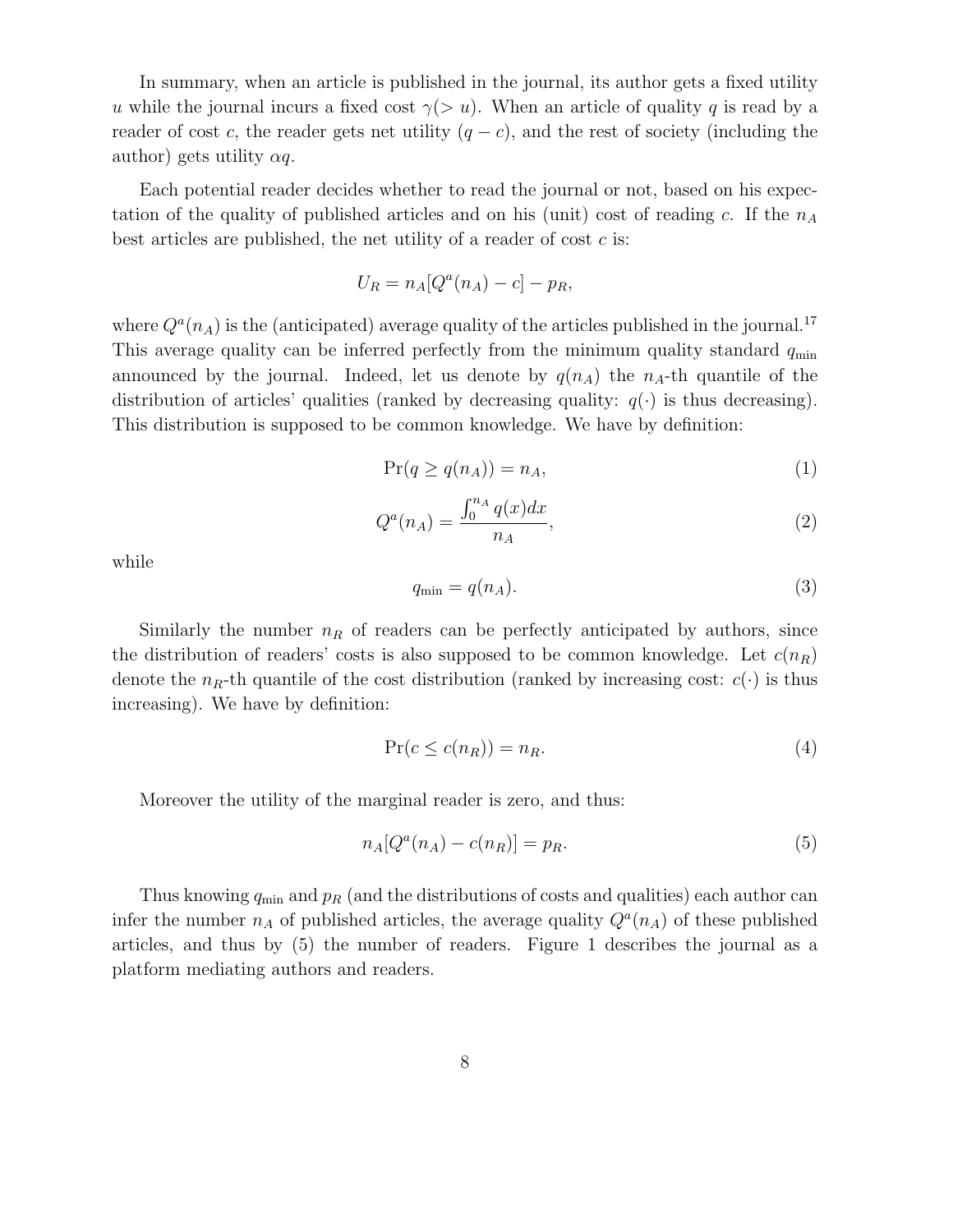In summary, when an article is published in the journal, its author gets a fixed utility $u$ while the journal incurs a fixed cost $\gamma(> u)$. When an article of quality $q$ is read by a reader of cost $c$, the reader gets net utility $(q - c)$, and the rest of society (including the author) gets utility $\alpha q$.

Each potential reader decides whether to read the journal or not, based on his expectation of the quality of published articles and on his (unit) cost of reading $c$. If the $n_A$ best articles are published, the net utility of a reader of cost $c$ is:

$$U_R = n_A[Q^a(n_A) - c] - p_R,$$

where $Q^a(n_A)$ is the (anticipated) average quality of the articles published in the journal.[17] This average quality can be inferred perfectly from the minimum quality standard $q_{\min}$ announced by the journal. Indeed, let us denote by $q(n_A)$ the $n_A$-th quantile of the distribution of articles' qualities (ranked by decreasing quality: $q(\cdot)$ is thus decreasing). This distribution is supposed to be common knowledge. We have by definition:

$$\Pr(q \geq q(n_A)) = n_A, \tag{1}$$

$$Q^a(n_A) = \frac{\int_0^{n_A} q(x)dx}{n_A}, \tag{2}$$

while

$$q_{\min} = q(n_A). \tag{3}$$

Similarly the number $n_R$ of readers can be perfectly anticipated by authors, since the distribution of readers' costs is also supposed to be common knowledge. Let $c(n_R)$ denote the $n_R$-th quantile of the cost distribution (ranked by increasing cost: $c(\cdot)$ is thus increasing). We have by definition:

$$\Pr(c \leq c(n_R)) = n_R. \tag{4}$$

Moreover the utility of the marginal reader is zero, and thus:

$$n_A[Q^a(n_A) - c(n_R)] = p_R. \tag{5}$$

Thus knowing $q_{\min}$ and $p_R$ (and the distributions of costs and qualities) each author can infer the number $n_A$ of published articles, the average quality $Q^a(n_A)$ of these published articles, and thus by (5) the number of readers. Figure 1 describes the journal as a platform mediating authors and readers.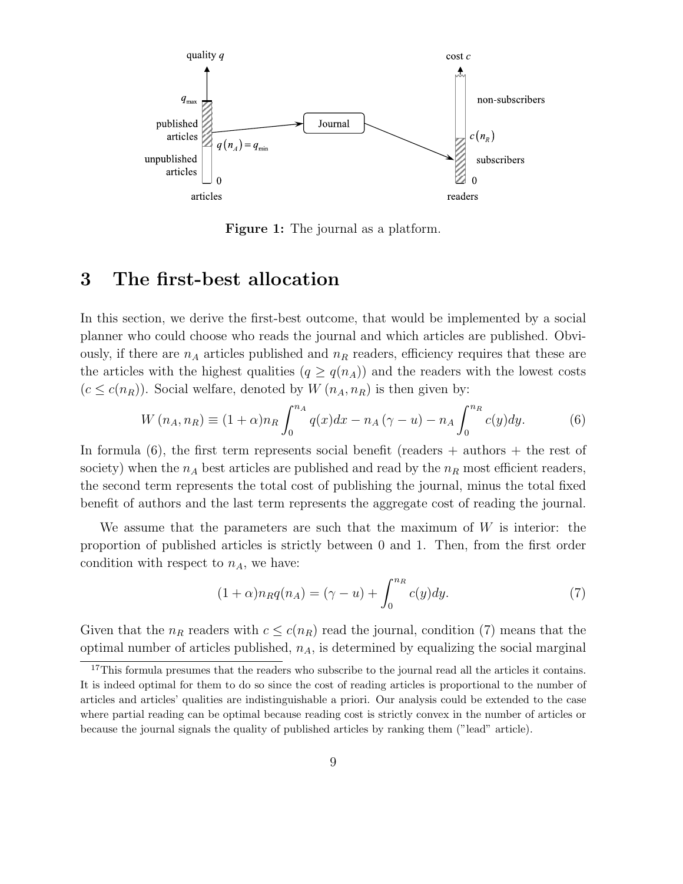Figure 1: The journal as a platform.

# 3 The first-best allocation

In this section, we derive the first-best outcome, that would be implemented by a social planner who could choose who reads the journal and which articles are published. Obviously, if there are $n_A$ articles published and $n_R$ readers, efficiency requires that these are the articles with the highest qualities ($q \geq q(n_A)$) and the readers with the lowest costs ($c \leq c(n_R)$). Social welfare, denoted by $W(n_A, n_R)$ is then given by:

$$W(n_A, n_R) \equiv (1+\alpha) n_R \int_0^{n_A} q(x)dx - n_A(\gamma - u) - n_A \int_0^{n_R} c(y)dy. \tag{6}$$

In formula (6), the first term represents social benefit (readers + authors + the rest of society) when the $n_A$ best articles are published and read by the $n_R$ most efficient readers, the second term represents the total cost of publishing the journal, minus the total fixed benefit of authors and the last term represents the aggregate cost of reading the journal.

We assume that the parameters are such that the maximum of $W$ is interior: the proportion of published articles is strictly between 0 and 1. Then, from the first order condition with respect to $n_A$, we have:

$$(1+\alpha) n_R q(n_A) = (\gamma - u) + \int_0^{n_R} c(y)dy. \tag{7}$$

Given that the $n_R$ readers with $c \leq c(n_R)$ read the journal, condition (7) means that the optimal number of articles published, $n_A$, is determined by equalizing the social marginal

[17] This formula presumes that the readers who subscribe to the journal read all the articles it contains. It is indeed optimal for them to do so since the cost of reading articles is proportional to the number of articles and articles' qualities are indistinguishable a priori. Our analysis could be extended to the case where partial reading can be optimal because reading cost is strictly convex in the number of articles or because the journal signals the quality of published articles by ranking them ("lead" article).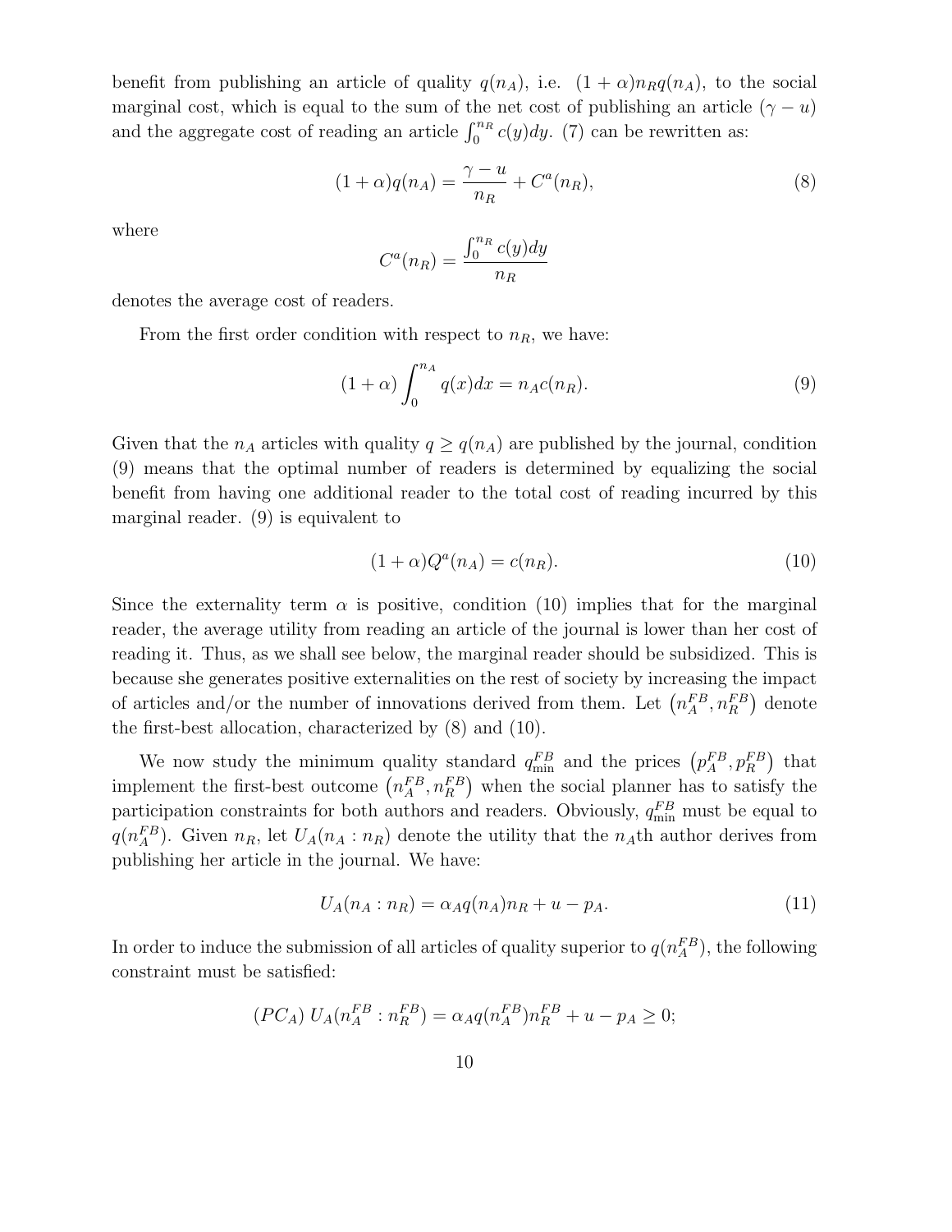benefit from publishing an article of quality $q(n_A)$, i.e. $(1+\alpha)n_R q(n_A)$, to the social marginal cost, which is equal to the sum of the net cost of publishing an article $(\gamma - u)$ and the aggregate cost of reading an article $\int_0^{n_R} c(y)dy$. (7) can be rewritten as:

$$(1+\alpha)q(n_A) = \frac{\gamma - u}{n_R} + C^a(n_R), \tag{8}$$

where

$$C^a(n_R) = \frac{\int_0^{n_R} c(y)dy}{n_R}$$

denotes the average cost of readers.

From the first order condition with respect to $n_R$, we have:

$$(1+\alpha)\int_0^{n_A} q(x)dx = n_A c(n_R). \tag{9}$$

Given that the $n_A$ articles with quality $q \geq q(n_A)$ are published by the journal, condition (9) means that the optimal number of readers is determined by equalizing the social benefit from having one additional reader to the total cost of reading incurred by this marginal reader. (9) is equivalent to

$$(1+\alpha)Q^a(n_A) = c(n_R). \tag{10}$$

Since the externality term $\alpha$ is positive, condition (10) implies that for the marginal reader, the average utility from reading an article of the journal is lower than her cost of reading it. Thus, as we shall see below, the marginal reader should be subsidized. This is because she generates positive externalities on the rest of society by increasing the impact of articles and/or the number of innovations derived from them. Let $\left(n_A^{FB}, n_R^{FB}\right)$ denote the first-best allocation, characterized by (8) and (10).

We now study the minimum quality standard $q_{\min}^{FB}$ and the prices $\left(p_A^{FB}, p_R^{FB}\right)$ that implement the first-best outcome $\left(n_A^{FB}, n_R^{FB}\right)$ when the social planner has to satisfy the participation constraints for both authors and readers. Obviously, $q_{\min}^{FB}$ must be equal to $q(n_A^{FB})$. Given $n_R$, let $U_A(n_A : n_R)$ denote the utility that the $n_A$th author derives from publishing her article in the journal. We have:

$$U_A(n_A : n_R) = \alpha_A q(n_A)n_R + u - p_A. \tag{11}$$

In order to induce the submission of all articles of quality superior to $q(n_A^{FB})$, the following constraint must be satisfied:

$$(PC_A)\ U_A(n_A^{FB} : n_R^{FB}) = \alpha_A q(n_A^{FB})n_R^{FB} + u - p_A \geq 0;$$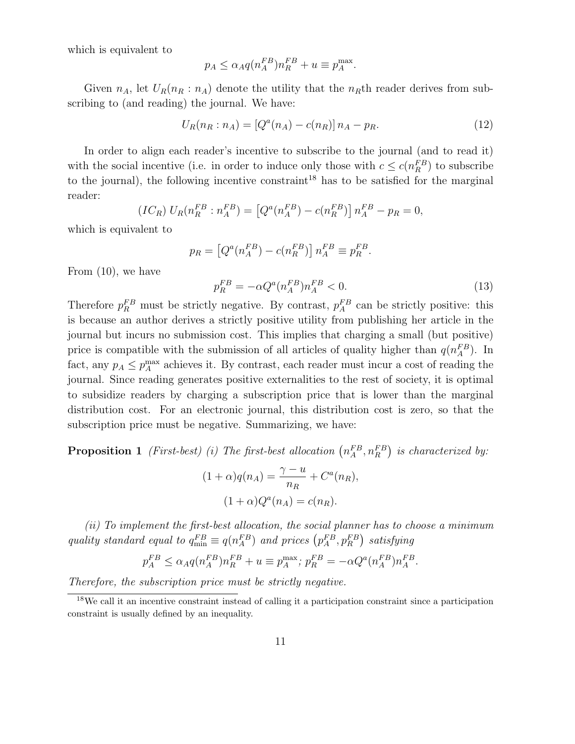which is equivalent to

$$p_A \leq \alpha_A q(n_A^{FB}) n_R^{FB} + u \equiv p_A^{\max}.$$

Given $n_A$, let $U_R(n_R : n_A)$ denote the utility that the $n_R$th reader derives from subscribing to (and reading) the journal. We have:

$$U_R(n_R : n_A) = \left[Q^a(n_A) - c(n_R)\right] n_A - p_R. \tag{12}$$

In order to align each reader's incentive to subscribe to the journal (and to read it) with the social incentive (i.e. in order to induce only those with $c \leq c(n_R^{FB})$ to subscribe to the journal), the following incentive constraint[18] has to be satisfied for the marginal reader:

$$(IC_R)\; U_R(n_R^{FB} : n_A^{FB}) = \left[Q^a(n_A^{FB}) - c(n_R^{FB})\right] n_A^{FB} - p_R = 0,$$

which is equivalent to

$$p_R = \left[Q^a(n_A^{FB}) - c(n_R^{FB})\right] n_A^{FB} \equiv p_R^{FB}.$$

From (10), we have

$$p_R^{FB} = -\alpha Q^a(n_A^{FB}) n_A^{FB} < 0. \tag{13}$$

Therefore $p_R^{FB}$ must be strictly negative. By contrast, $p_A^{FB}$ can be strictly positive: this is because an author derives a strictly positive utility from publishing her article in the journal but incurs no submission cost. This implies that charging a small (but positive) price is compatible with the submission of all articles of quality higher than $q(n_A^{FB})$. In fact, any $p_A \leq p_A^{\max}$ achieves it. By contrast, each reader must incur a cost of reading the journal. Since reading generates positive externalities to the rest of society, it is optimal to subsidize readers by charging a subscription price that is lower than the marginal distribution cost. For an electronic journal, this distribution cost is zero, so that the subscription price must be negative. Summarizing, we have:

**Proposition 1** *(First-best) (i) The first-best allocation $\left(n_A^{FB}, n_R^{FB}\right)$ is characterized by:*

$$(1+\alpha) q(n_A) = \frac{\gamma - u}{n_R} + C^a(n_R),$$
$$(1+\alpha) Q^a(n_A) = c(n_R).$$

*(ii) To implement the first-best allocation, the social planner has to choose a minimum quality standard equal to $q_{\min}^{FB} \equiv q(n_A^{FB})$ and prices $\left(p_A^{FB}, p_R^{FB}\right)$ satisfying*

$$p_A^{FB} \leq \alpha_A q(n_A^{FB}) n_R^{FB} + u \equiv p_A^{\max};\; p_R^{FB} = -\alpha Q^a(n_A^{FB}) n_A^{FB}.$$

*Therefore, the subscription price must be strictly negative.*

[18] We call it an incentive constraint instead of calling it a participation constraint since a participation constraint is usually defined by an inequality.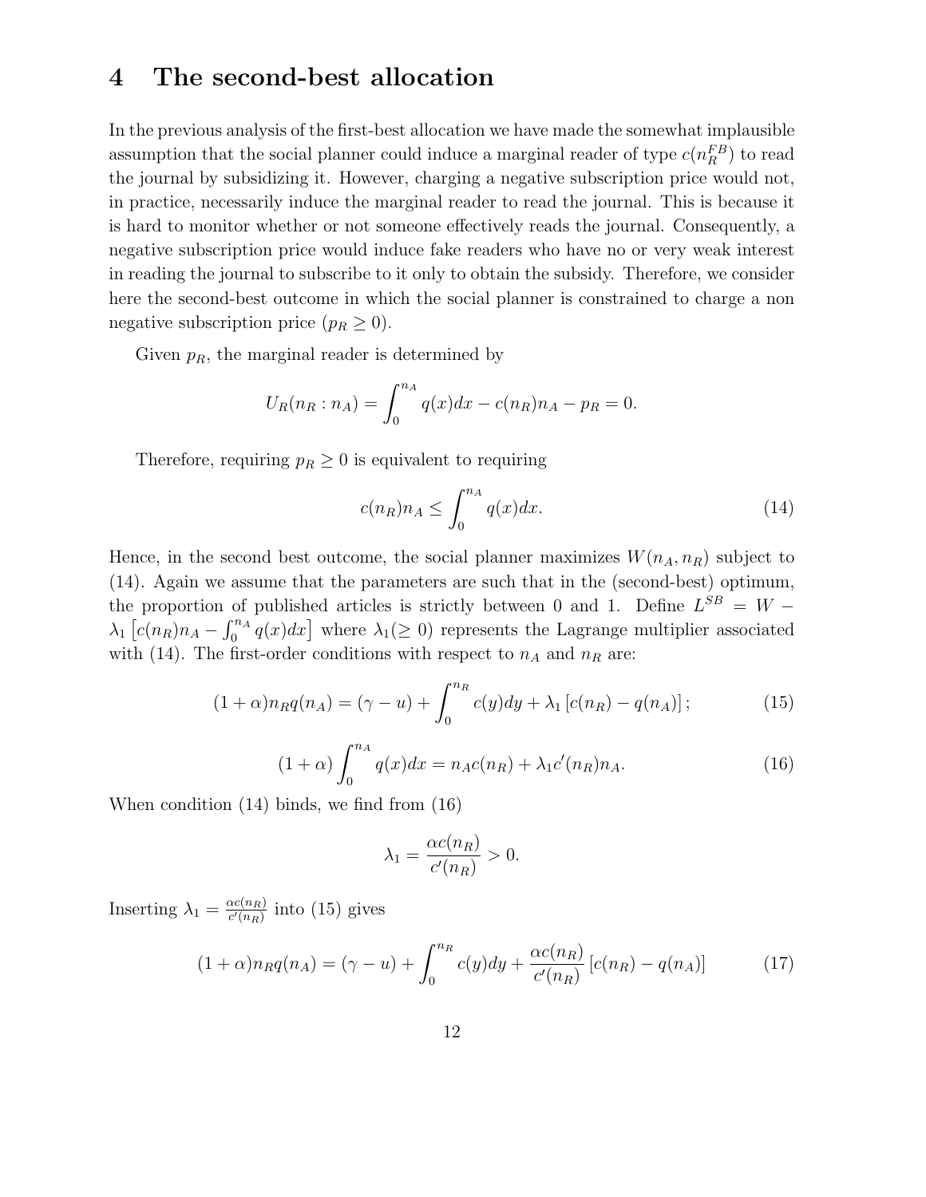# 4 The second-best allocation

In the previous analysis of the first-best allocation we have made the somewhat implausible assumption that the social planner could induce a marginal reader of type $c(n_R^{FB})$ to read the journal by subsidizing it. However, charging a negative subscription price would not, in practice, necessarily induce the marginal reader to read the journal. This is because it is hard to monitor whether or not someone effectively reads the journal. Consequently, a negative subscription price would induce fake readers who have no or very weak interest in reading the journal to subscribe to it only to obtain the subsidy. Therefore, we consider here the second-best outcome in which the social planner is constrained to charge a non negative subscription price ($p_R \geq 0$).

Given $p_R$, the marginal reader is determined by

$$U_R(n_R : n_A) = \int_0^{n_A} q(x)dx - c(n_R)n_A - p_R = 0.$$

Therefore, requiring $p_R \geq 0$ is equivalent to requiring

$$c(n_R)n_A \leq \int_0^{n_A} q(x)dx. \tag{14}$$

Hence, in the second best outcome, the social planner maximizes $W(n_A, n_R)$ subject to (14). Again we assume that the parameters are such that in the (second-best) optimum, the proportion of published articles is strictly between 0 and 1. Define $L^{SB} = W - \lambda_1 \left[c(n_R)n_A - \int_0^{n_A} q(x)dx\right]$ where $\lambda_1 (\geq 0)$ represents the Lagrange multiplier associated with (14). The first-order conditions with respect to $n_A$ and $n_R$ are:

$$(1+\alpha)n_R q(n_A) = (\gamma - u) + \int_0^{n_R} c(y)dy + \lambda_1 \left[c(n_R) - q(n_A)\right]; \tag{15}$$

$$(1+\alpha)\int_0^{n_A} q(x)dx = n_A c(n_R) + \lambda_1 c'(n_R)n_A. \tag{16}$$

When condition (14) binds, we find from (16)

$$\lambda_1 = \frac{\alpha c(n_R)}{c'(n_R)} > 0.$$

Inserting $\lambda_1 = \frac{\alpha c(n_R)}{c'(n_R)}$ into (15) gives

$$(1+\alpha)n_R q(n_A) = (\gamma - u) + \int_0^{n_R} c(y)dy + \frac{\alpha c(n_R)}{c'(n_R)} \left[c(n_R) - q(n_A)\right] \tag{17}$$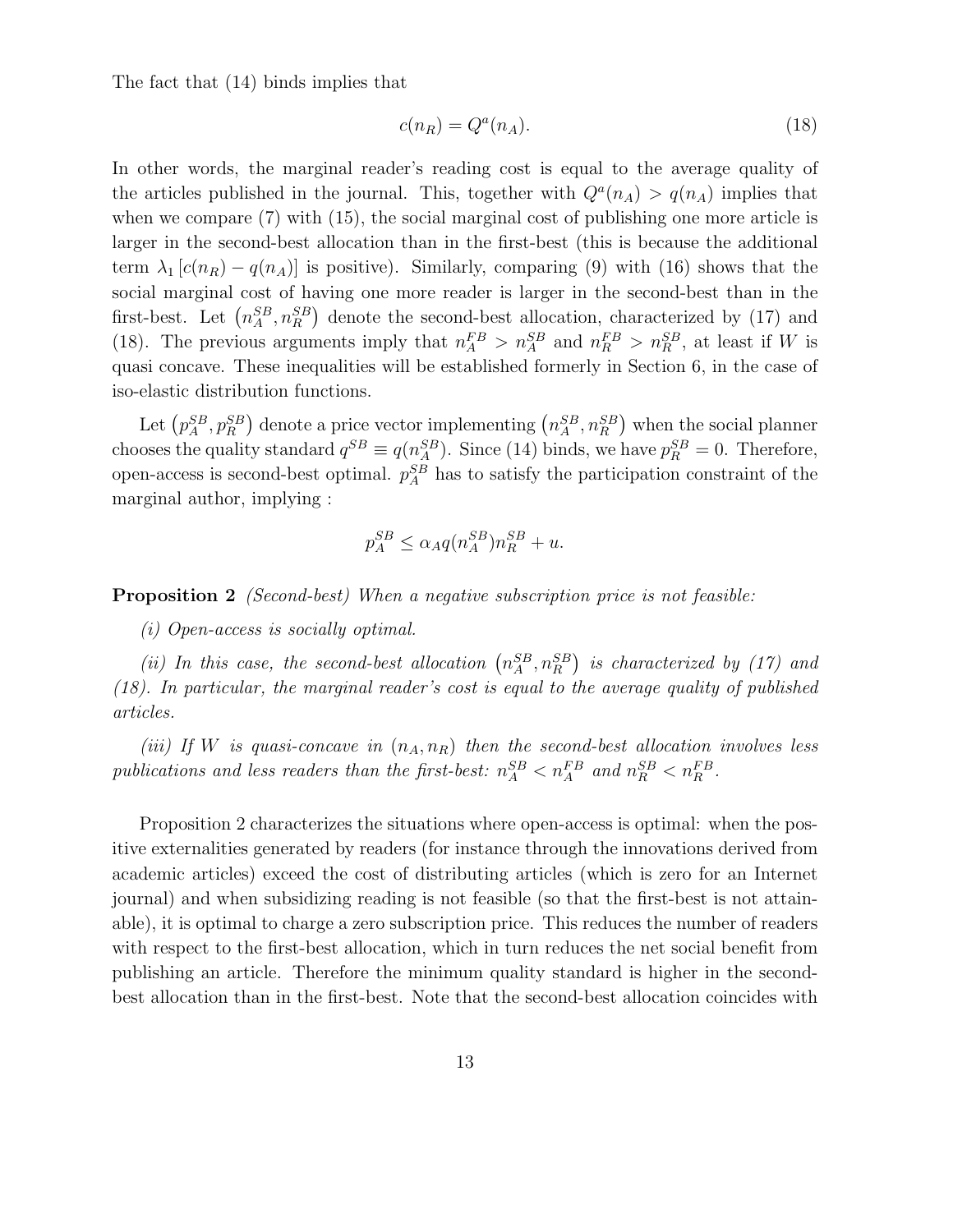The fact that (14) binds implies that

$$c(n_R) = Q^a(n_A). \tag{18}$$

In other words, the marginal reader's reading cost is equal to the average quality of the articles published in the journal. This, together with $Q^a(n_A) > q(n_A)$ implies that when we compare (7) with (15), the social marginal cost of publishing one more article is larger in the second-best allocation than in the first-best (this is because the additional term $\lambda_1 [c(n_R) - q(n_A)]$ is positive). Similarly, comparing (9) with (16) shows that the social marginal cost of having one more reader is larger in the second-best than in the first-best. Let $(n_A^{SB}, n_R^{SB})$ denote the second-best allocation, characterized by (17) and (18). The previous arguments imply that $n_A^{FB} > n_A^{SB}$ and $n_R^{FB} > n_R^{SB}$, at least if $W$ is quasi concave. These inequalities will be established formerly in Section 6, in the case of iso-elastic distribution functions.

Let $(p_A^{SB}, p_R^{SB})$ denote a price vector implementing $(n_A^{SB}, n_R^{SB})$ when the social planner chooses the quality standard $q^{SB} \equiv q(n_A^{SB})$. Since (14) binds, we have $p_R^{SB} = 0$. Therefore, open-access is second-best optimal. $p_A^{SB}$ has to satisfy the participation constraint of the marginal author, implying :

$$p_A^{SB} \leq \alpha_A q(n_A^{SB}) n_R^{SB} + u.$$

**Proposition 2** *(Second-best) When a negative subscription price is not feasible:*

*(i) Open-access is socially optimal.*

*(ii) In this case, the second-best allocation* $(n_A^{SB}, n_R^{SB})$ *is characterized by (17) and (18). In particular, the marginal reader's cost is equal to the average quality of published articles.*

*(iii) If* $W$ *is quasi-concave in* $(n_A, n_R)$ *then the second-best allocation involves less publications and less readers than the first-best:* $n_A^{SB} < n_A^{FB}$ *and* $n_R^{SB} < n_R^{FB}$*.*

Proposition 2 characterizes the situations where open-access is optimal: when the positive externalities generated by readers (for instance through the innovations derived from academic articles) exceed the cost of distributing articles (which is zero for an Internet journal) and when subsidizing reading is not feasible (so that the first-best is not attainable), it is optimal to charge a zero subscription price. This reduces the number of readers with respect to the first-best allocation, which in turn reduces the net social benefit from publishing an article. Therefore the minimum quality standard is higher in the second-best allocation than in the first-best. Note that the second-best allocation coincides with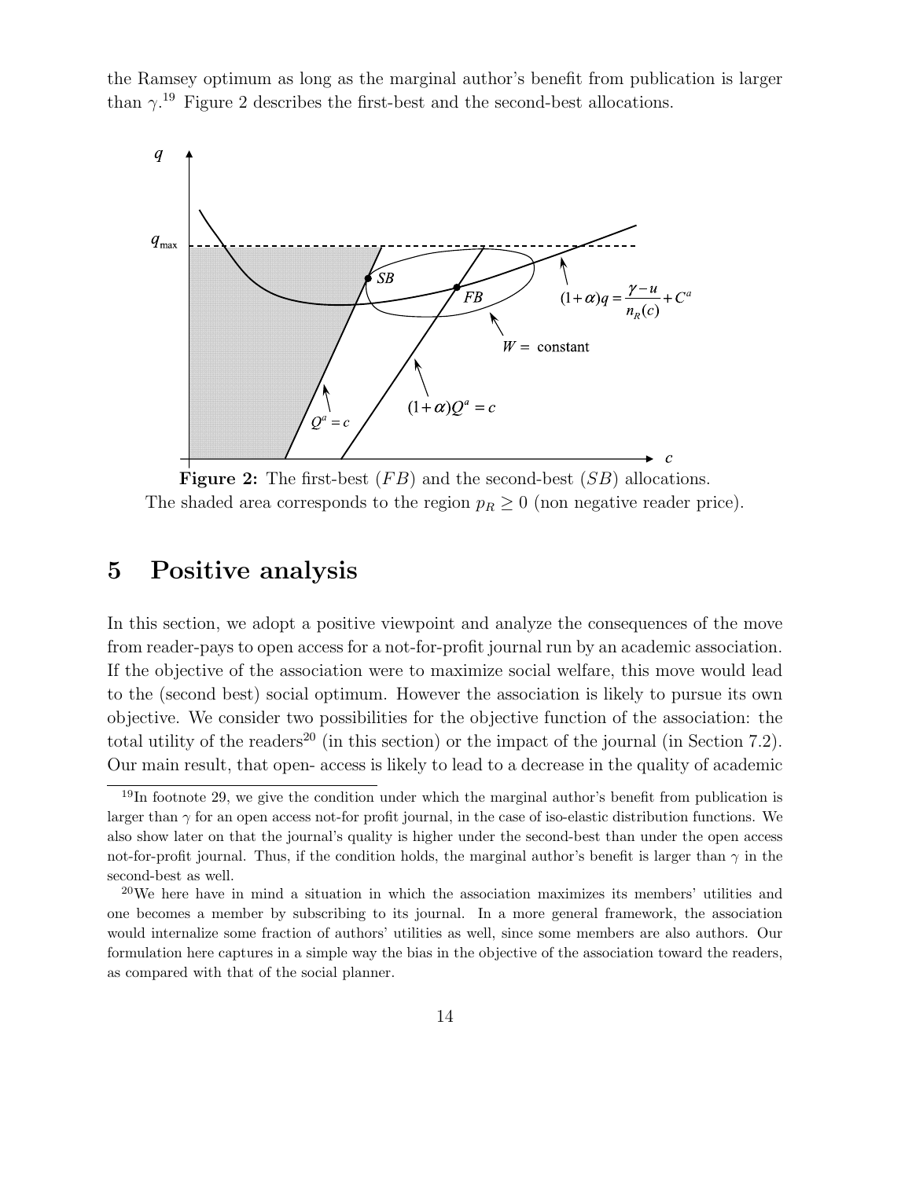the Ramsey optimum as long as the marginal author's benefit from publication is larger than $\gamma$.[19] Figure 2 describes the first-best and the second-best allocations.

**Figure 2:** The first-best ($FB$) and the second-best ($SB$) allocations. The shaded area corresponds to the region $p_R \geq 0$ (non negative reader price).

# 5 Positive analysis

In this section, we adopt a positive viewpoint and analyze the consequences of the move from reader-pays to open access for a not-for-profit journal run by an academic association. If the objective of the association were to maximize social welfare, this move would lead to the (second best) social optimum. However the association is likely to pursue its own objective. We consider two possibilities for the objective function of the association: the total utility of the readers[20] (in this section) or the impact of the journal (in Section 7.2). Our main result, that open- access is likely to lead to a decrease in the quality of academic

[19] In footnote 29, we give the condition under which the marginal author's benefit from publication is larger than $\gamma$ for an open access not-for profit journal, in the case of iso-elastic distribution functions. We also show later on that the journal's quality is higher under the second-best than under the open access not-for-profit journal. Thus, if the condition holds, the marginal author's benefit is larger than $\gamma$ in the second-best as well.

[20] We here have in mind a situation in which the association maximizes its members' utilities and one becomes a member by subscribing to its journal. In a more general framework, the association would internalize some fraction of authors' utilities as well, since some members are also authors. Our formulation here captures in a simple way the bias in the objective of the association toward the readers, as compared with that of the social planner.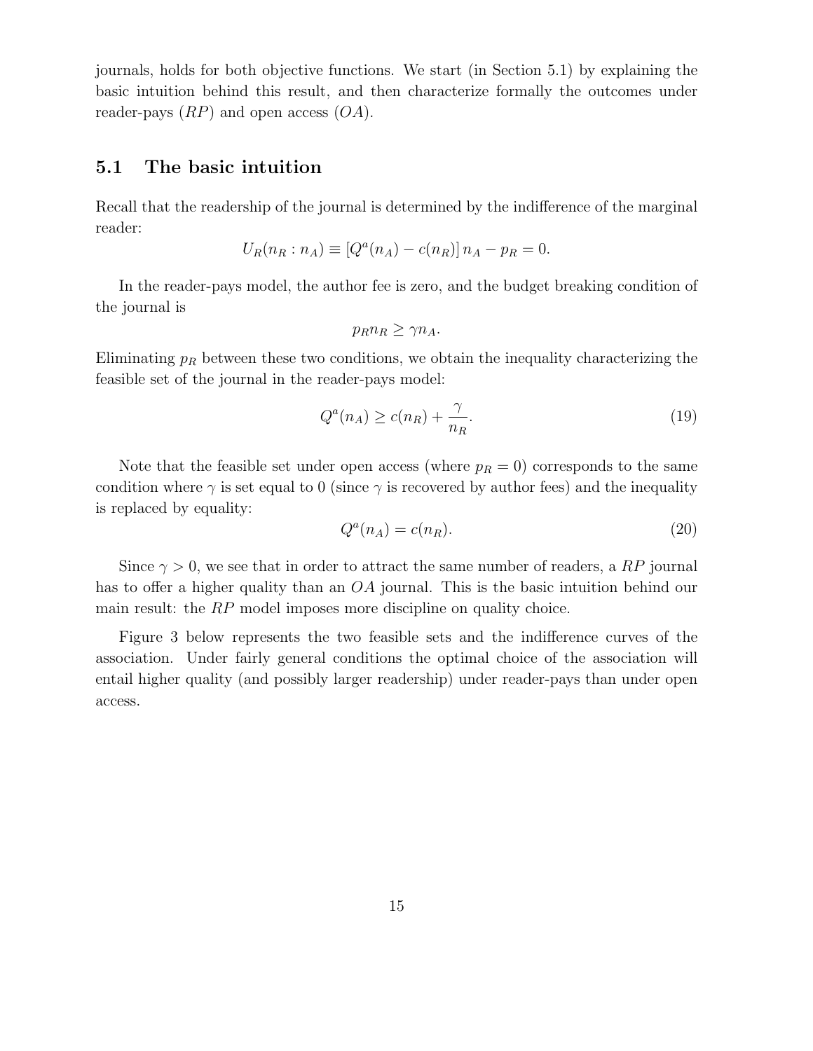journals, holds for both objective functions. We start (in Section 5.1) by explaining the basic intuition behind this result, and then characterize formally the outcomes under reader-pays ($RP$) and open access ($OA$).

## 5.1 The basic intuition

Recall that the readership of the journal is determined by the indifference of the marginal reader:

$$U_R(n_R : n_A) \equiv [Q^a(n_A) - c(n_R)]\, n_A - p_R = 0.$$

In the reader-pays model, the author fee is zero, and the budget breaking condition of the journal is

$$p_R n_R \geq \gamma n_A.$$

Eliminating $p_R$ between these two conditions, we obtain the inequality characterizing the feasible set of the journal in the reader-pays model:

$$Q^a(n_A) \geq c(n_R) + \frac{\gamma}{n_R}. \tag{19}$$

Note that the feasible set under open access (where $p_R = 0$) corresponds to the same condition where $\gamma$ is set equal to 0 (since $\gamma$ is recovered by author fees) and the inequality is replaced by equality:

$$Q^a(n_A) = c(n_R). \tag{20}$$

Since $\gamma > 0$, we see that in order to attract the same number of readers, a $RP$ journal has to offer a higher quality than an $OA$ journal. This is the basic intuition behind our main result: the $RP$ model imposes more discipline on quality choice.

Figure 3 below represents the two feasible sets and the indifference curves of the association. Under fairly general conditions the optimal choice of the association will entail higher quality (and possibly larger readership) under reader-pays than under open access.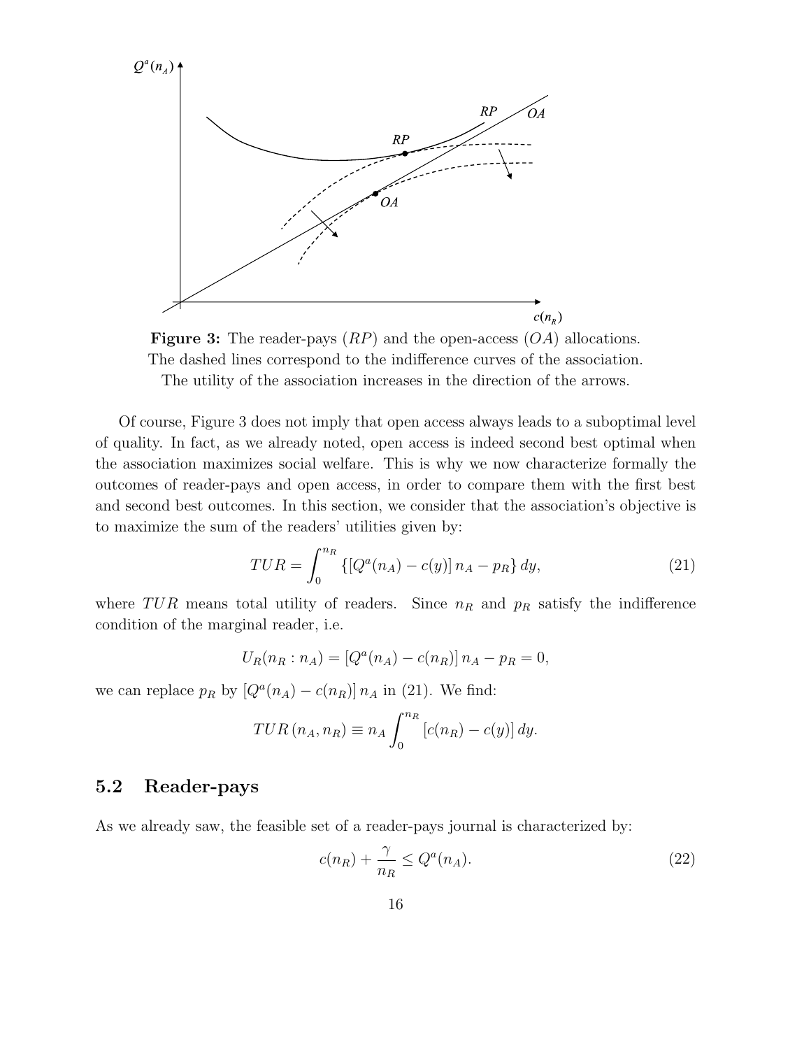**Figure 3:** The reader-pays ($RP$) and the open-access ($OA$) allocations. The dashed lines correspond to the indifference curves of the association. The utility of the association increases in the direction of the arrows.

Of course, Figure 3 does not imply that open access always leads to a suboptimal level of quality. In fact, as we already noted, open access is indeed second best optimal when the association maximizes social welfare. This is why we now characterize formally the outcomes of reader-pays and open access, in order to compare them with the first best and second best outcomes. In this section, we consider that the association's objective is to maximize the sum of the readers' utilities given by:

$$TUR = \int_0^{n_R} \{[Q^a(n_A) - c(y)]\, n_A - p_R\}\, dy, \tag{21}$$

where $TUR$ means total utility of readers. Since $n_R$ and $p_R$ satisfy the indifference condition of the marginal reader, i.e.

$$U_R(n_R : n_A) = [Q^a(n_A) - c(n_R)]\, n_A - p_R = 0,$$

we can replace $p_R$ by $[Q^a(n_A) - c(n_R)]\, n_A$ in (21). We find:

$$TUR\,(n_A, n_R) \equiv n_A \int_0^{n_R} [c(n_R) - c(y)]\, dy.$$

## 5.2 Reader-pays

As we already saw, the feasible set of a reader-pays journal is characterized by:

$$c(n_R) + \frac{\gamma}{n_R} \leq Q^a(n_A). \tag{22}$$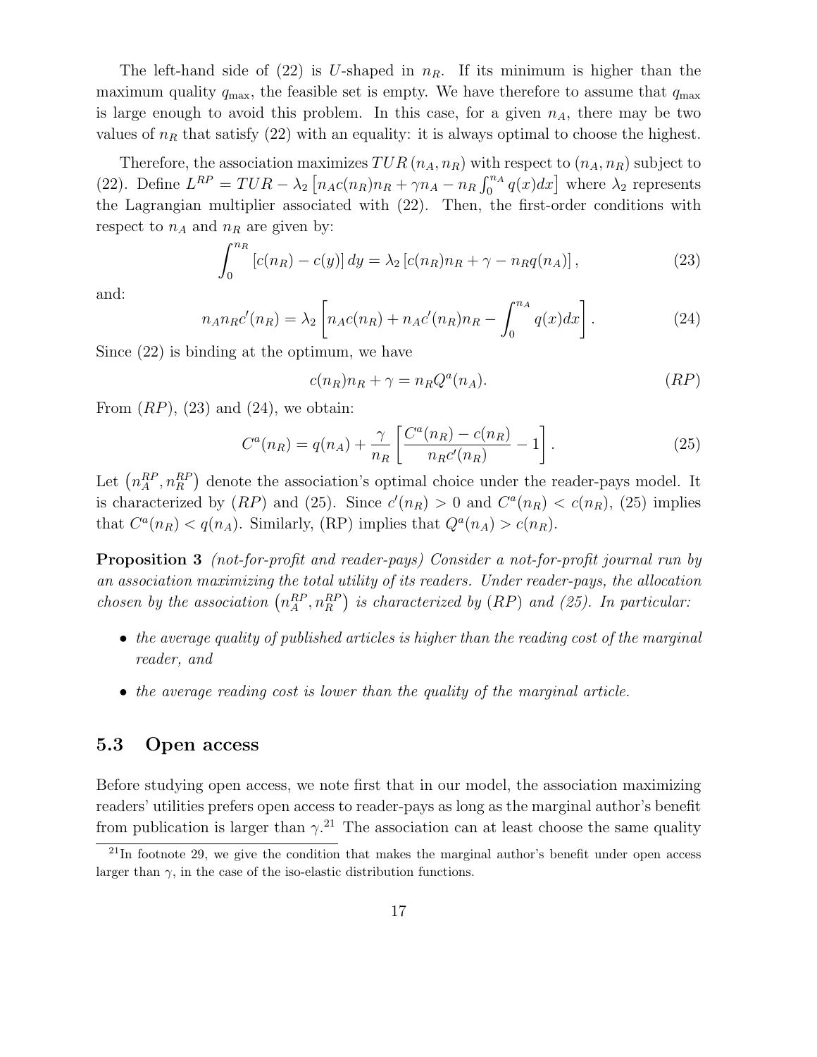The left-hand side of (22) is $U$-shaped in $n_R$. If its minimum is higher than the maximum quality $q_{\max}$, the feasible set is empty. We have therefore to assume that $q_{\max}$ is large enough to avoid this problem. In this case, for a given $n_A$, there may be two values of $n_R$ that satisfy (22) with an equality: it is always optimal to choose the highest.

Therefore, the association maximizes $TUR(n_A, n_R)$ with respect to $(n_A, n_R)$ subject to (22). Define $L^{RP} = TUR - \lambda_2 \left[n_A c(n_R) n_R + \gamma n_A - n_R \int_0^{n_A} q(x)dx\right]$ where $\lambda_2$ represents the Lagrangian multiplier associated with (22). Then, the first-order conditions with respect to $n_A$ and $n_R$ are given by:

$$\int_0^{n_R} [c(n_R) - c(y)]\, dy = \lambda_2 \left[c(n_R)n_R + \gamma - n_R q(n_A)\right], \tag{23}$$

and:

$$n_A n_R c'(n_R) = \lambda_2 \left[n_A c(n_R) + n_A c'(n_R) n_R - \int_0^{n_A} q(x)dx\right]. \tag{24}$$

Since (22) is binding at the optimum, we have

$$c(n_R)n_R + \gamma = n_R Q^a(n_A). \tag{RP}$$

From $(RP)$, (23) and (24), we obtain:

$$C^a(n_R) = q(n_A) + \frac{\gamma}{n_R}\left[\frac{C^a(n_R) - c(n_R)}{n_R c'(n_R)} - 1\right]. \tag{25}$$

Let $\left(n_A^{RP}, n_R^{RP}\right)$ denote the association's optimal choice under the reader-pays model. It is characterized by $(RP)$ and (25). Since $c'(n_R) > 0$ and $C^a(n_R) < c(n_R)$, (25) implies that $C^a(n_R) < q(n_A)$. Similarly, (RP) implies that $Q^a(n_A) > c(n_R)$.

**Proposition 3** *(not-for-profit and reader-pays) Consider a not-for-profit journal run by an association maximizing the total utility of its readers. Under reader-pays, the allocation chosen by the association* $\left(n_A^{RP}, n_R^{RP}\right)$ *is characterized by* $(RP)$ *and (25). In particular:*

- *the average quality of published articles is higher than the reading cost of the marginal reader, and*
- *the average reading cost is lower than the quality of the marginal article.*

## 5.3 Open access

Before studying open access, we note first that in our model, the association maximizing readers' utilities prefers open access to reader-pays as long as the marginal author's benefit from publication is larger than $\gamma$.[21] The association can at least choose the same quality

[21] In footnote 29, we give the condition that makes the marginal author's benefit under open access larger than $\gamma$, in the case of the iso-elastic distribution functions.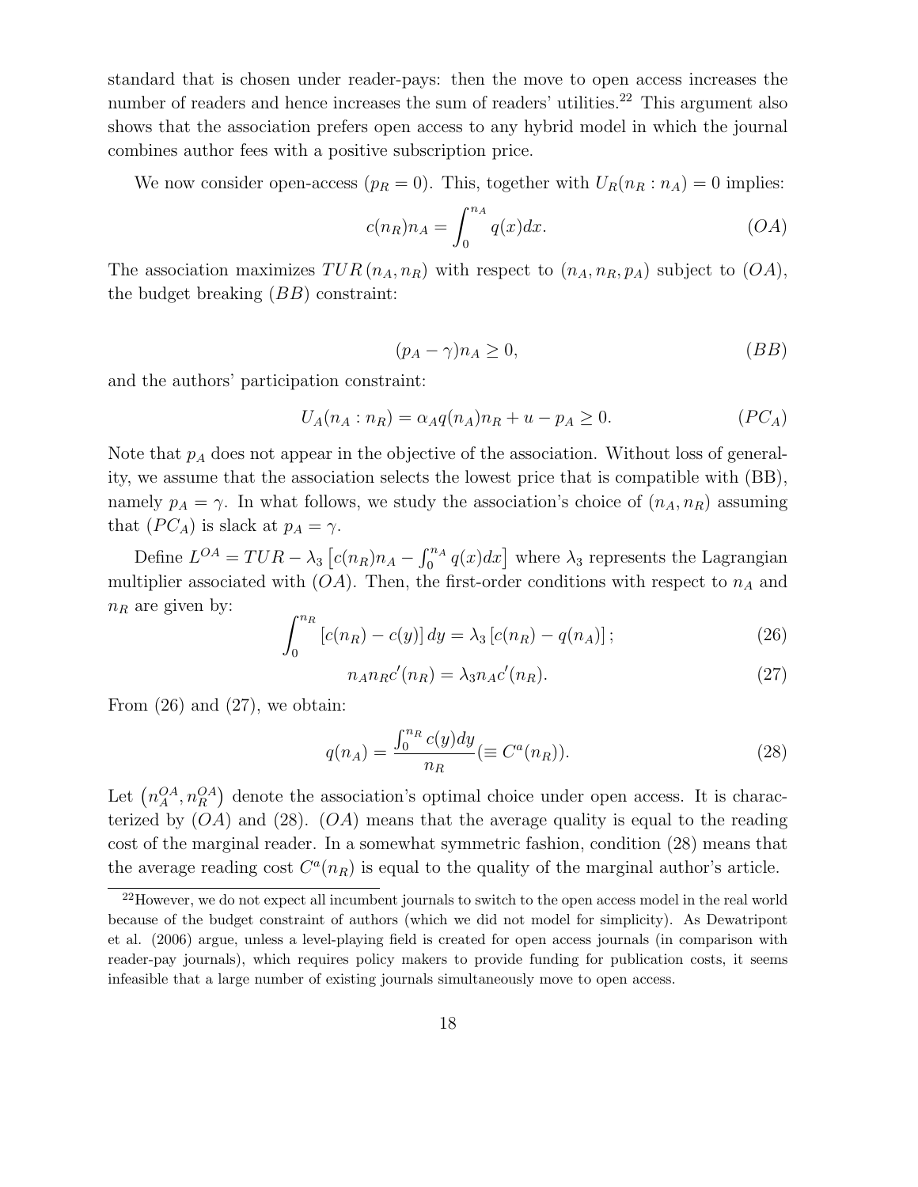standard that is chosen under reader-pays: then the move to open access increases the number of readers and hence increases the sum of readers' utilities.[22] This argument also shows that the association prefers open access to any hybrid model in which the journal combines author fees with a positive subscription price.

We now consider open-access ($p_R = 0$). This, together with $U_R(n_R : n_A) = 0$ implies:

$$c(n_R)n_A = \int_0^{n_A} q(x)dx. \tag{$OA$}$$

The association maximizes $TUR\,(n_A, n_R)$ with respect to $(n_A, n_R, p_A)$ subject to $(OA)$, the budget breaking $(BB)$ constraint:

$$(p_A - \gamma)n_A \geq 0, \tag{$BB$}$$

and the authors' participation constraint:

$$U_A(n_A : n_R) = \alpha_A q(n_A)n_R + u - p_A \geq 0. \tag{$PC_A$}$$

Note that $p_A$ does not appear in the objective of the association. Without loss of generality, we assume that the association selects the lowest price that is compatible with (BB), namely $p_A = \gamma$. In what follows, we study the association's choice of $(n_A, n_R)$ assuming that $(PC_A)$ is slack at $p_A = \gamma$.

Define $L^{OA} = TUR - \lambda_3 \left[c(n_R)n_A - \int_0^{n_A} q(x)dx\right]$ where $\lambda_3$ represents the Lagrangian multiplier associated with $(OA)$. Then, the first-order conditions with respect to $n_A$ and $n_R$ are given by:

$$\int_0^{n_R} \left[c(n_R) - c(y)\right] dy = \lambda_3 \left[c(n_R) - q(n_A)\right]; \tag{26}$$

$$n_A n_R c'(n_R) = \lambda_3 n_A c'(n_R). \tag{27}$$

From (26) and (27), we obtain:

$$q(n_A) = \frac{\int_0^{n_R} c(y)dy}{n_R} (\equiv C^a(n_R)). \tag{28}$$

Let $\left(n_A^{OA}, n_R^{OA}\right)$ denote the association's optimal choice under open access. It is characterized by $(OA)$ and (28). $(OA)$ means that the average quality is equal to the reading cost of the marginal reader. In a somewhat symmetric fashion, condition (28) means that the average reading cost $C^a(n_R)$ is equal to the quality of the marginal author's article.

[22] However, we do not expect all incumbent journals to switch to the open access model in the real world because of the budget constraint of authors (which we did not model for simplicity). As Dewatripont et al. (2006) argue, unless a level-playing field is created for open access journals (in comparison with reader-pay journals), which requires policy makers to provide funding for publication costs, it seems infeasible that a large number of existing journals simultaneously move to open access.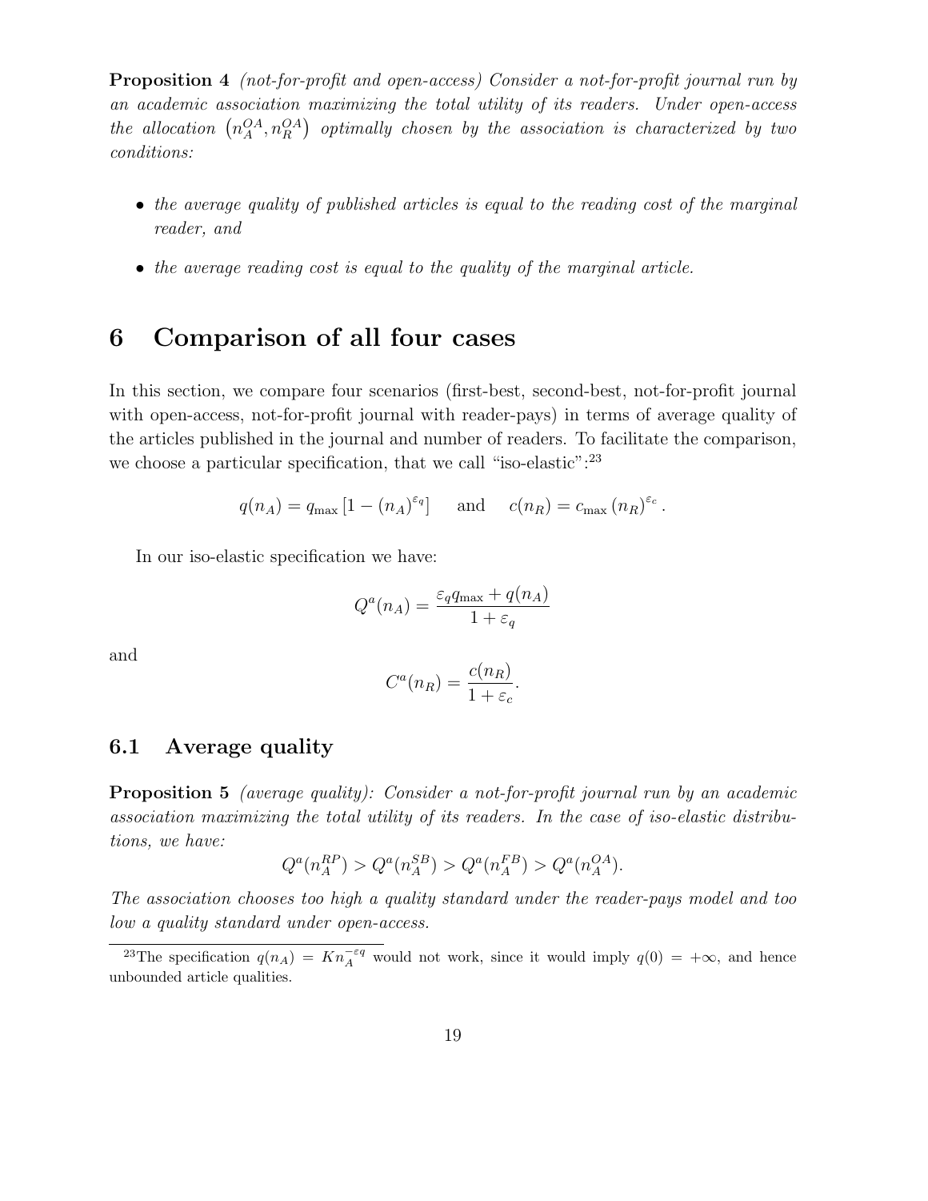**Proposition 4** *(not-for-profit and open-access) Consider a not-for-profit journal run by an academic association maximizing the total utility of its readers. Under open-access the allocation $\left(n_A^{OA}, n_R^{OA}\right)$ optimally chosen by the association is characterized by two conditions:*

- *the average quality of published articles is equal to the reading cost of the marginal reader, and*
- *the average reading cost is equal to the quality of the marginal article.*

# 6 Comparison of all four cases

In this section, we compare four scenarios (first-best, second-best, not-for-profit journal with open-access, not-for-profit journal with reader-pays) in terms of average quality of the articles published in the journal and number of readers. To facilitate the comparison, we choose a particular specification, that we call "iso-elastic":[23]

$$q(n_A) = q_{\max}\left[1 - (n_A)^{\varepsilon_q}\right] \quad \text{and} \quad c(n_R) = c_{\max}\,(n_R)^{\varepsilon_c}.$$

In our iso-elastic specification we have:

$$Q^a(n_A) = \frac{\varepsilon_q q_{\max} + q(n_A)}{1 + \varepsilon_q}$$

and

$$C^a(n_R) = \frac{c(n_R)}{1 + \varepsilon_c}.$$

## 6.1 Average quality

**Proposition 5** *(average quality): Consider a not-for-profit journal run by an academic association maximizing the total utility of its readers. In the case of iso-elastic distributions, we have:*

$$Q^a(n_A^{RP}) > Q^a(n_A^{SB}) > Q^a(n_A^{FB}) > Q^a(n_A^{OA}).$$

*The association chooses too high a quality standard under the reader-pays model and too low a quality standard under open-access.*

[23] The specification $q(n_A) = K n_A^{-\varepsilon q}$ would not work, since it would imply $q(0) = +\infty$, and hence unbounded article qualities.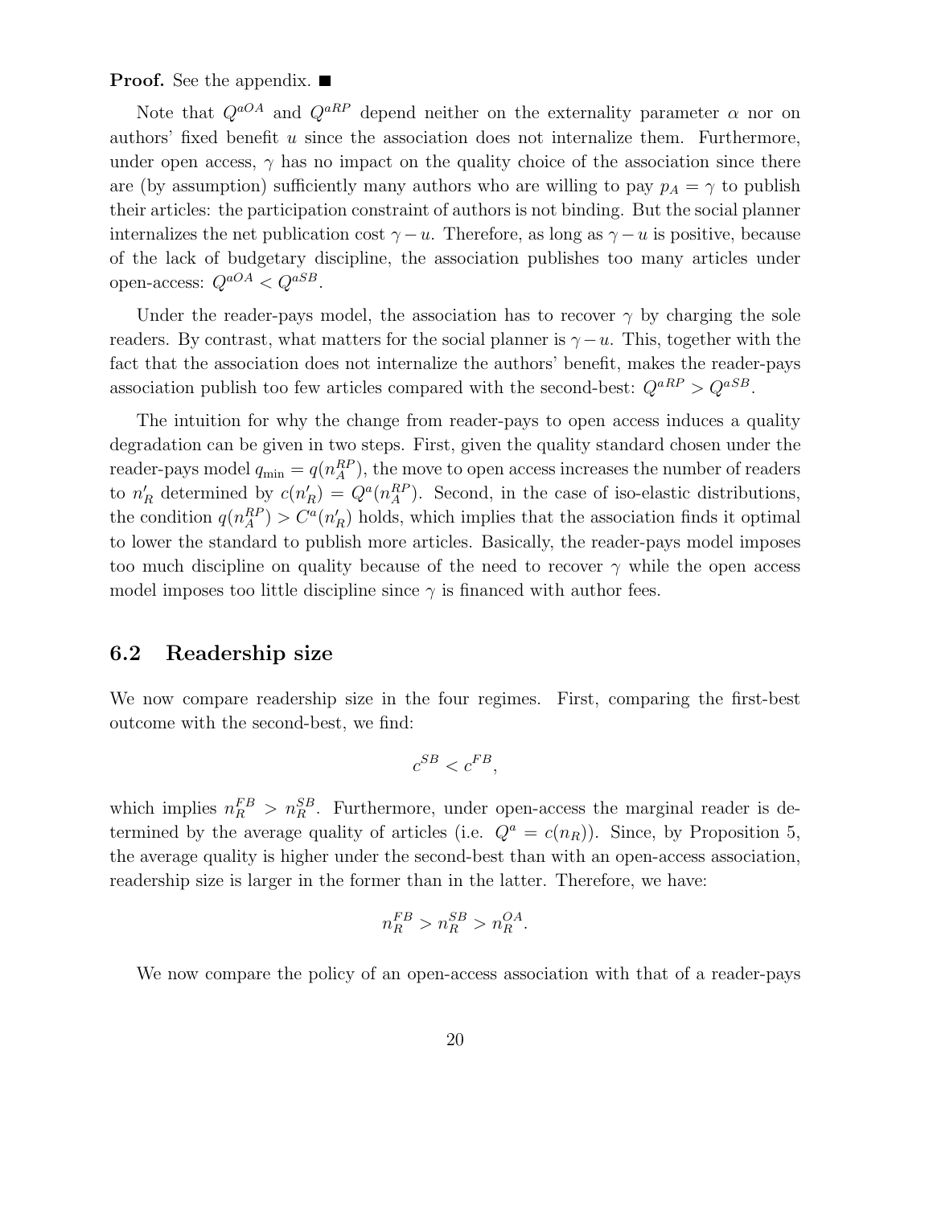**Proof.** See the appendix. ■

Note that $Q^{aOA}$ and $Q^{aRP}$ depend neither on the externality parameter $\alpha$ nor on authors' fixed benefit $u$ since the association does not internalize them. Furthermore, under open access, $\gamma$ has no impact on the quality choice of the association since there are (by assumption) sufficiently many authors who are willing to pay $p_A = \gamma$ to publish their articles: the participation constraint of authors is not binding. But the social planner internalizes the net publication cost $\gamma - u$. Therefore, as long as $\gamma - u$ is positive, because of the lack of budgetary discipline, the association publishes too many articles under open-access: $Q^{aOA} < Q^{aSB}$.

Under the reader-pays model, the association has to recover $\gamma$ by charging the sole readers. By contrast, what matters for the social planner is $\gamma - u$. This, together with the fact that the association does not internalize the authors' benefit, makes the reader-pays association publish too few articles compared with the second-best: $Q^{aRP} > Q^{aSB}$.

The intuition for why the change from reader-pays to open access induces a quality degradation can be given in two steps. First, given the quality standard chosen under the reader-pays model $q_{\min} = q(n_A^{RP})$, the move to open access increases the number of readers to $n'_R$ determined by $c(n'_R) = Q^a(n_A^{RP})$. Second, in the case of iso-elastic distributions, the condition $q(n_A^{RP}) > C^a(n'_R)$ holds, which implies that the association finds it optimal to lower the standard to publish more articles. Basically, the reader-pays model imposes too much discipline on quality because of the need to recover $\gamma$ while the open access model imposes too little discipline since $\gamma$ is financed with author fees.

## 6.2 Readership size

We now compare readership size in the four regimes. First, comparing the first-best outcome with the second-best, we find:

$$c^{SB} < c^{FB},$$

which implies $n_R^{FB} > n_R^{SB}$. Furthermore, under open-access the marginal reader is determined by the average quality of articles (i.e. $Q^a = c(n_R)$). Since, by Proposition 5, the average quality is higher under the second-best than with an open-access association, readership size is larger in the former than in the latter. Therefore, we have:

$$n_R^{FB} > n_R^{SB} > n_R^{OA}.$$

We now compare the policy of an open-access association with that of a reader-pays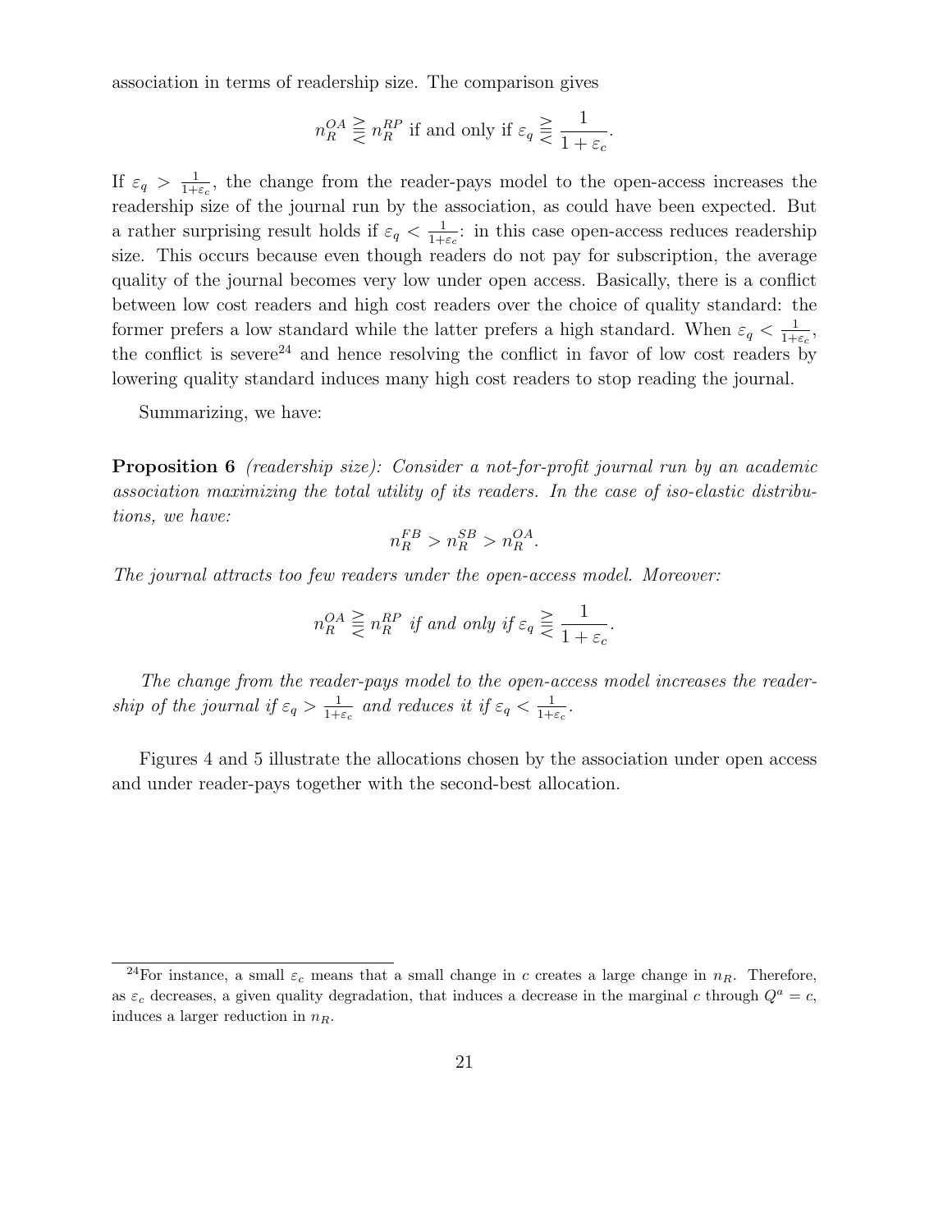association in terms of readership size. The comparison gives

$$n_R^{OA} \gtreqless n_R^{RP} \text{ if and only if } \varepsilon_q \gtreqless \frac{1}{1+\varepsilon_c}.$$

If $\varepsilon_q > \frac{1}{1+\varepsilon_c}$, the change from the reader-pays model to the open-access increases the readership size of the journal run by the association, as could have been expected. But a rather surprising result holds if $\varepsilon_q < \frac{1}{1+\varepsilon_c}$: in this case open-access reduces readership size. This occurs because even though readers do not pay for subscription, the average quality of the journal becomes very low under open access. Basically, there is a conflict between low cost readers and high cost readers over the choice of quality standard: the former prefers a low standard while the latter prefers a high standard. When $\varepsilon_q < \frac{1}{1+\varepsilon_c}$, the conflict is severe[24] and hence resolving the conflict in favor of low cost readers by lowering quality standard induces many high cost readers to stop reading the journal.

Summarizing, we have:

**Proposition 6** *(readership size): Consider a not-for-profit journal run by an academic association maximizing the total utility of its readers. In the case of iso-elastic distributions, we have:*

$$n_R^{FB} > n_R^{SB} > n_R^{OA}.$$

*The journal attracts too few readers under the open-access model. Moreover:*

$$n_R^{OA} \gtreqless n_R^{RP} \text{ if and only if } \varepsilon_q \gtreqless \frac{1}{1+\varepsilon_c}.$$

*The change from the reader-pays model to the open-access model increases the readership of the journal if $\varepsilon_q > \frac{1}{1+\varepsilon_c}$ and reduces it if $\varepsilon_q < \frac{1}{1+\varepsilon_c}$.*

Figures 4 and 5 illustrate the allocations chosen by the association under open access and under reader-pays together with the second-best allocation.

[24]For instance, a small $\varepsilon_c$ means that a small change in $c$ creates a large change in $n_R$. Therefore, as $\varepsilon_c$ decreases, a given quality degradation, that induces a decrease in the marginal $c$ through $Q^a = c$, induces a larger reduction in $n_R$.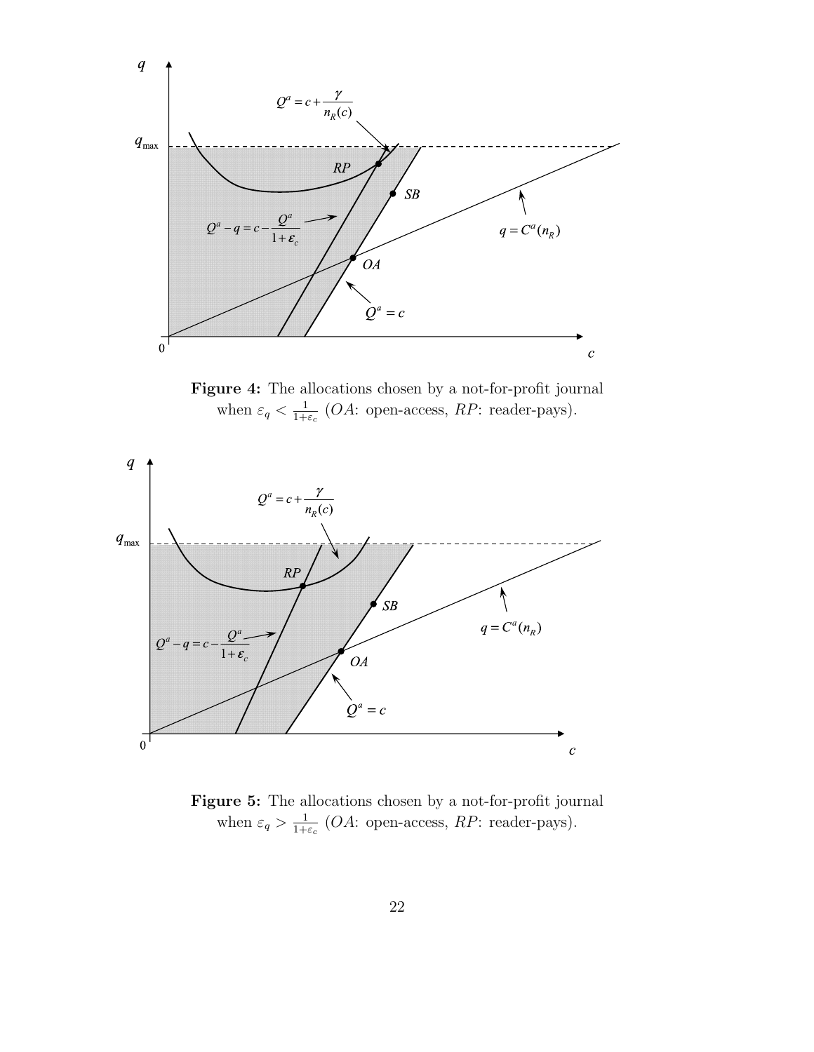**Figure 4:** The allocations chosen by a not-for-profit journal when $\varepsilon_q < \frac{1}{1+\varepsilon_c}$ (*OA*: open-access, *RP*: reader-pays).

**Figure 5:** The allocations chosen by a not-for-profit journal when $\varepsilon_q > \frac{1}{1+\varepsilon_c}$ (*OA*: open-access, *RP*: reader-pays).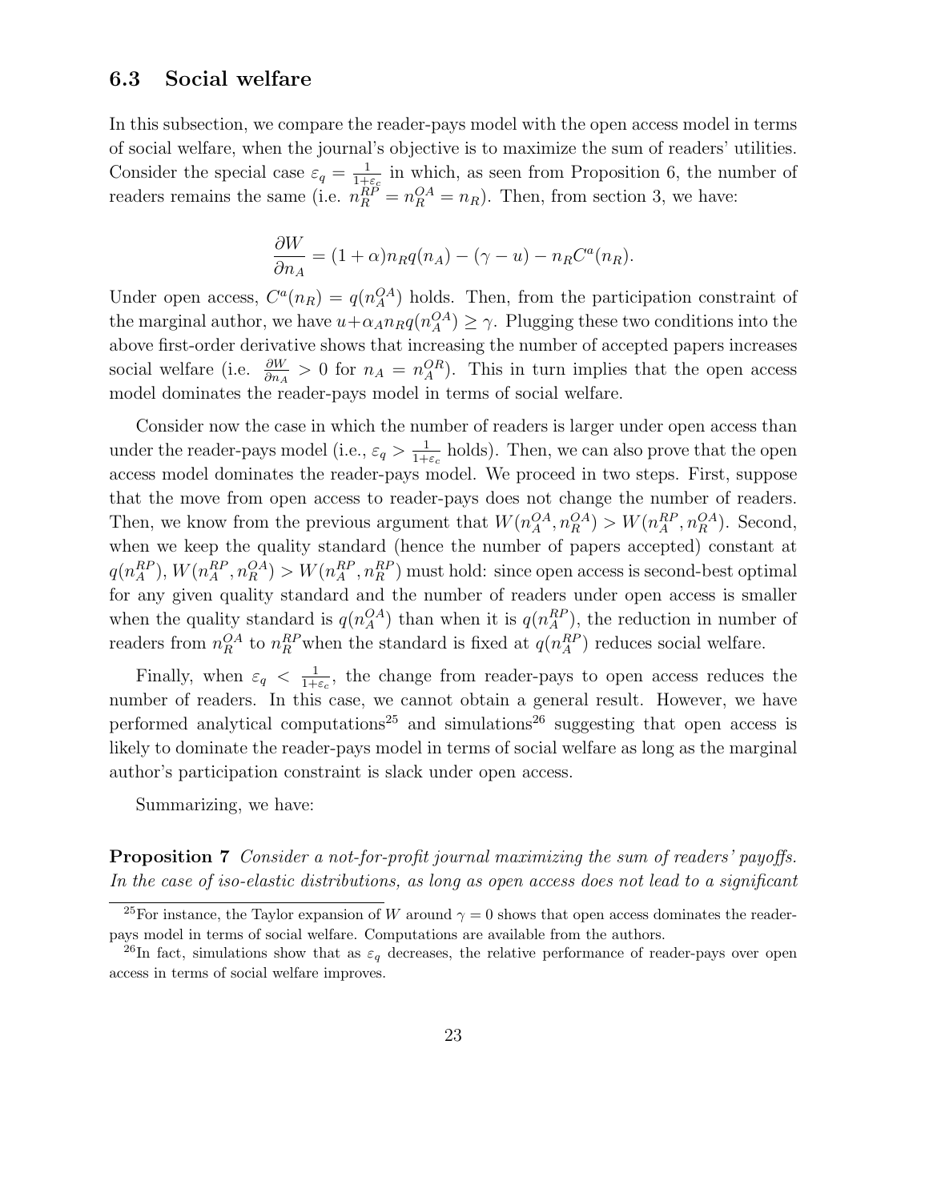### 6.3 Social welfare

In this subsection, we compare the reader-pays model with the open access model in terms of social welfare, when the journal's objective is to maximize the sum of readers' utilities. Consider the special case $\varepsilon_q = \frac{1}{1+\varepsilon_c}$ in which, as seen from Proposition 6, the number of readers remains the same (i.e. $n_R^{RP} = n_R^{OA} = n_R$). Then, from section 3, we have:

$$\frac{\partial W}{\partial n_A} = (1+\alpha) n_R q(n_A) - (\gamma - u) - n_R C^a(n_R).$$

Under open access, $C^a(n_R) = q(n_A^{OA})$ holds. Then, from the participation constraint of the marginal author, we have $u + \alpha_A n_R q(n_A^{OA}) \geq \gamma$. Plugging these two conditions into the above first-order derivative shows that increasing the number of accepted papers increases social welfare (i.e. $\frac{\partial W}{\partial n_A} > 0$ for $n_A = n_A^{OR}$). This in turn implies that the open access model dominates the reader-pays model in terms of social welfare.

Consider now the case in which the number of readers is larger under open access than under the reader-pays model (i.e., $\varepsilon_q > \frac{1}{1+\varepsilon_c}$ holds). Then, we can also prove that the open access model dominates the reader-pays model. We proceed in two steps. First, suppose that the move from open access to reader-pays does not change the number of readers. Then, we know from the previous argument that $W(n_A^{OA}, n_R^{OA}) > W(n_A^{RP}, n_R^{OA})$. Second, when we keep the quality standard (hence the number of papers accepted) constant at $q(n_A^{RP})$, $W(n_A^{RP}, n_R^{OA}) > W(n_A^{RP}, n_R^{RP})$ must hold: since open access is second-best optimal for any given quality standard and the number of readers under open access is smaller when the quality standard is $q(n_A^{OA})$ than when it is $q(n_A^{RP})$, the reduction in number of readers from $n_R^{OA}$ to $n_R^{RP}$ when the standard is fixed at $q(n_A^{RP})$ reduces social welfare.

Finally, when $\varepsilon_q < \frac{1}{1+\varepsilon_c}$, the change from reader-pays to open access reduces the number of readers. In this case, we cannot obtain a general result. However, we have performed analytical computations[25] and simulations[26] suggesting that open access is likely to dominate the reader-pays model in terms of social welfare as long as the marginal author's participation constraint is slack under open access.

Summarizing, we have:

**Proposition 7** *Consider a not-for-profit journal maximizing the sum of readers' payoffs. In the case of iso-elastic distributions, as long as open access does not lead to a significant*

[25] For instance, the Taylor expansion of $W$ around $\gamma = 0$ shows that open access dominates the reader-pays model in terms of social welfare. Computations are available from the authors.

[26] In fact, simulations show that as $\varepsilon_q$ decreases, the relative performance of reader-pays over open access in terms of social welfare improves.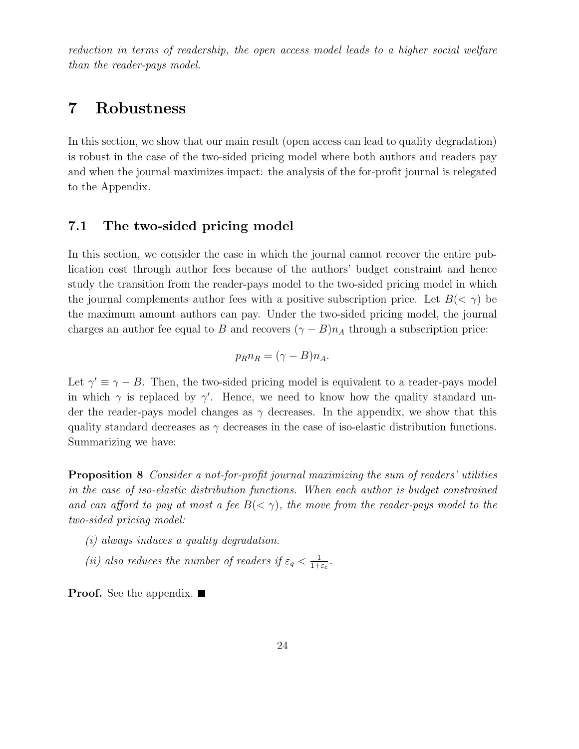*reduction in terms of readership, the open access model leads to a higher social welfare than the reader-pays model.*

# 7 Robustness

In this section, we show that our main result (open access can lead to quality degradation) is robust in the case of the two-sided pricing model where both authors and readers pay and when the journal maximizes impact: the analysis of the for-profit journal is relegated to the Appendix.

## 7.1 The two-sided pricing model

In this section, we consider the case in which the journal cannot recover the entire publication cost through author fees because of the authors' budget constraint and hence study the transition from the reader-pays model to the two-sided pricing model in which the journal complements author fees with a positive subscription price. Let $B(< \gamma)$ be the maximum amount authors can pay. Under the two-sided pricing model, the journal charges an author fee equal to $B$ and recovers $(\gamma - B)n_A$ through a subscription price:

$$p_R n_R = (\gamma - B)n_A.$$

Let $\gamma' \equiv \gamma - B$. Then, the two-sided pricing model is equivalent to a reader-pays model in which $\gamma$ is replaced by $\gamma'$. Hence, we need to know how the quality standard under the reader-pays model changes as $\gamma$ decreases. In the appendix, we show that this quality standard decreases as $\gamma$ decreases in the case of iso-elastic distribution functions. Summarizing we have:

**Proposition 8** *Consider a not-for-profit journal maximizing the sum of readers' utilities in the case of iso-elastic distribution functions. When each author is budget constrained and can afford to pay at most a fee $B(< \gamma)$, the move from the reader-pays model to the two-sided pricing model:*

*(i) always induces a quality degradation.*

*(ii) also reduces the number of readers if $\varepsilon_q < \frac{1}{1+\varepsilon_c}$.*

**Proof.** See the appendix. ■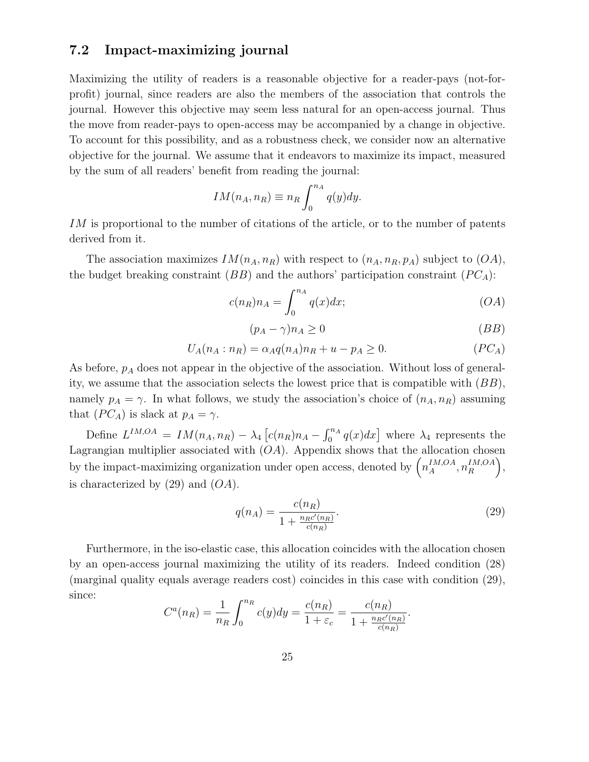### 7.2 Impact-maximizing journal

Maximizing the utility of readers is a reasonable objective for a reader-pays (not-for-profit) journal, since readers are also the members of the association that controls the journal. However this objective may seem less natural for an open-access journal. Thus the move from reader-pays to open-access may be accompanied by a change in objective. To account for this possibility, and as a robustness check, we consider now an alternative objective for the journal. We assume that it endeavors to maximize its impact, measured by the sum of all readers' benefit from reading the journal:

$$IM(n_A, n_R) \equiv n_R \int_0^{n_A} q(y)dy.$$

$IM$ is proportional to the number of citations of the article, or to the number of patents derived from it.

The association maximizes $IM(n_A, n_R)$ with respect to $(n_A, n_R, p_A)$ subject to $(OA)$, the budget breaking constraint $(BB)$ and the authors' participation constraint $(PC_A)$:

$$c(n_R)n_A = \int_0^{n_A} q(x)dx; \tag{$OA$}$$

$$(p_A - \gamma)n_A \geq 0 \tag{$BB$}$$

$$U_A(n_A : n_R) = \alpha_A q(n_A)n_R + u - p_A \geq 0. \tag{$PC_A$}$$

As before, $p_A$ does not appear in the objective of the association. Without loss of generality, we assume that the association selects the lowest price that is compatible with $(BB)$, namely $p_A = \gamma$. In what follows, we study the association's choice of $(n_A, n_R)$ assuming that $(PC_A)$ is slack at $p_A = \gamma$.

Define $L^{IM,OA} = IM(n_A, n_R) - \lambda_4 \left[c(n_R)n_A - \int_0^{n_A} q(x)dx\right]$ where $\lambda_4$ represents the Lagrangian multiplier associated with $(OA)$. Appendix shows that the allocation chosen by the impact-maximizing organization under open access, denoted by $\left(n_A^{IM,OA}, n_R^{IM,OA}\right)$, is characterized by (29) and $(OA)$.

$$q(n_A) = \frac{c(n_R)}{1 + \frac{n_R c'(n_R)}{c(n_R)}}. \tag{29}$$

Furthermore, in the iso-elastic case, this allocation coincides with the allocation chosen by an open-access journal maximizing the utility of its readers. Indeed condition (28) (marginal quality equals average readers cost) coincides in this case with condition (29), since:

$$C^a(n_R) = \frac{1}{n_R}\int_0^{n_R} c(y)dy = \frac{c(n_R)}{1 + \varepsilon_c} = \frac{c(n_R)}{1 + \frac{n_R c'(n_R)}{c(n_R)}}.$$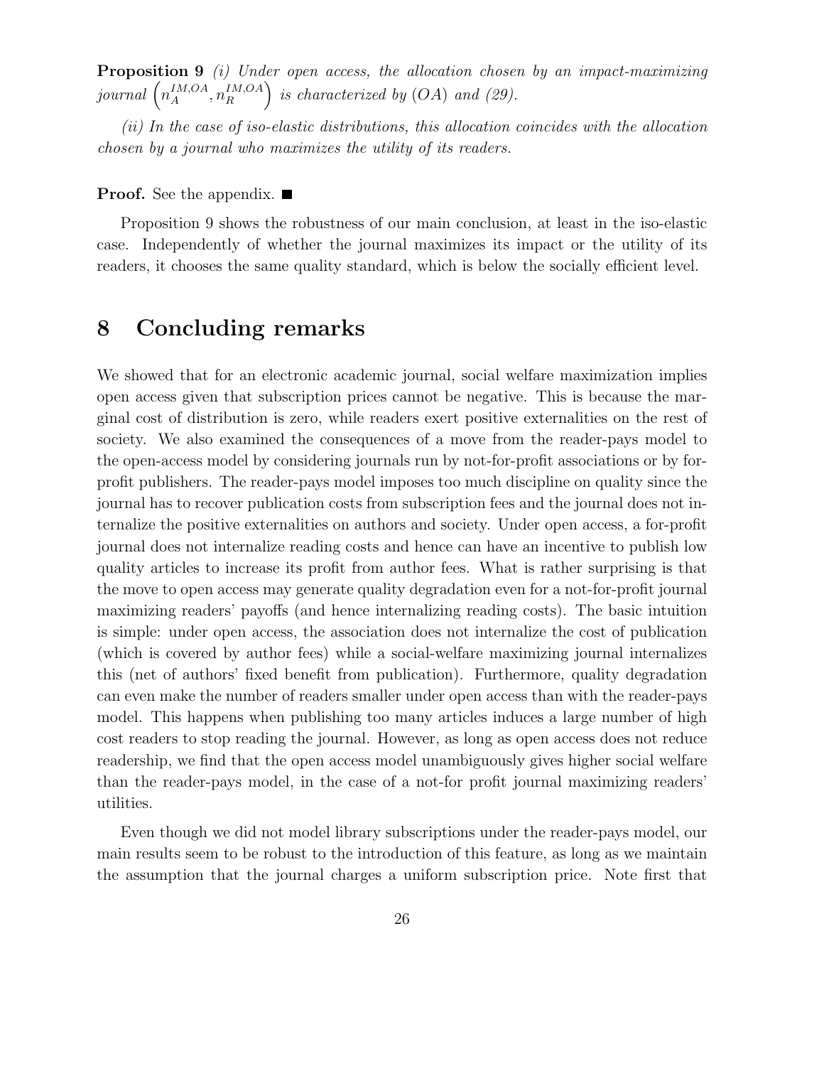**Proposition 9** *(i) Under open access, the allocation chosen by an impact-maximizing journal* $\left(n_A^{IM,OA}, n_R^{IM,OA}\right)$ *is characterized by (OA) and (29).*

*(ii) In the case of iso-elastic distributions, this allocation coincides with the allocation chosen by a journal who maximizes the utility of its readers.*

**Proof.** See the appendix. ■

Proposition 9 shows the robustness of our main conclusion, at least in the iso-elastic case. Independently of whether the journal maximizes its impact or the utility of its readers, it chooses the same quality standard, which is below the socially efficient level.

# 8 Concluding remarks

We showed that for an electronic academic journal, social welfare maximization implies open access given that subscription prices cannot be negative. This is because the marginal cost of distribution is zero, while readers exert positive externalities on the rest of society. We also examined the consequences of a move from the reader-pays model to the open-access model by considering journals run by not-for-profit associations or by for-profit publishers. The reader-pays model imposes too much discipline on quality since the journal has to recover publication costs from subscription fees and the journal does not internalize the positive externalities on authors and society. Under open access, a for-profit journal does not internalize reading costs and hence can have an incentive to publish low quality articles to increase its profit from author fees. What is rather surprising is that the move to open access may generate quality degradation even for a not-for-profit journal maximizing readers' payoffs (and hence internalizing reading costs). The basic intuition is simple: under open access, the association does not internalize the cost of publication (which is covered by author fees) while a social-welfare maximizing journal internalizes this (net of authors' fixed benefit from publication). Furthermore, quality degradation can even make the number of readers smaller under open access than with the reader-pays model. This happens when publishing too many articles induces a large number of high cost readers to stop reading the journal. However, as long as open access does not reduce readership, we find that the open access model unambiguously gives higher social welfare than the reader-pays model, in the case of a not-for profit journal maximizing readers' utilities.

Even though we did not model library subscriptions under the reader-pays model, our main results seem to be robust to the introduction of this feature, as long as we maintain the assumption that the journal charges a uniform subscription price. Note first that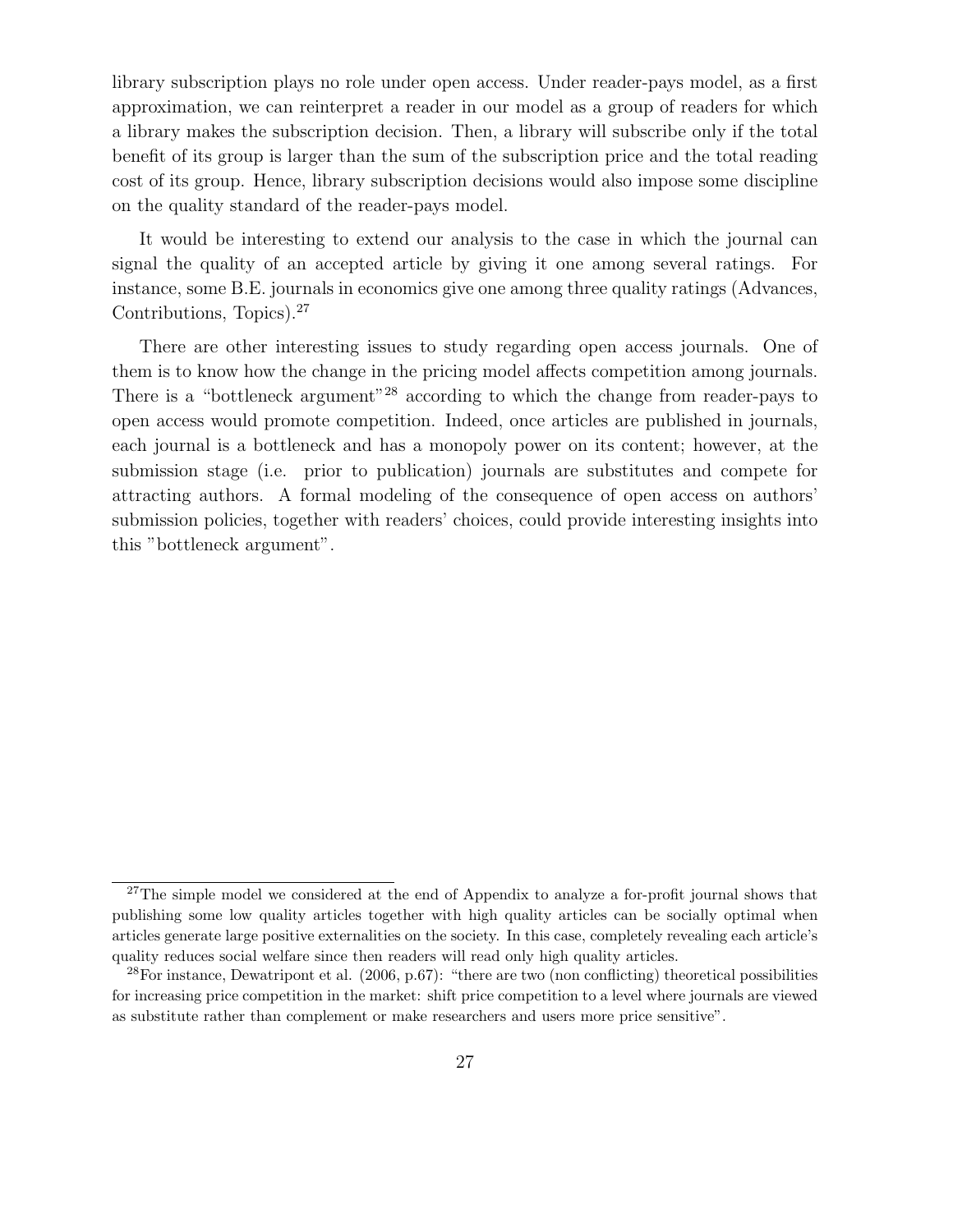library subscription plays no role under open access. Under reader-pays model, as a first approximation, we can reinterpret a reader in our model as a group of readers for which a library makes the subscription decision. Then, a library will subscribe only if the total benefit of its group is larger than the sum of the subscription price and the total reading cost of its group. Hence, library subscription decisions would also impose some discipline on the quality standard of the reader-pays model.

It would be interesting to extend our analysis to the case in which the journal can signal the quality of an accepted article by giving it one among several ratings. For instance, some B.E. journals in economics give one among three quality ratings (Advances, Contributions, Topics).[27]

There are other interesting issues to study regarding open access journals. One of them is to know how the change in the pricing model affects competition among journals. There is a "bottleneck argument"[28] according to which the change from reader-pays to open access would promote competition. Indeed, once articles are published in journals, each journal is a bottleneck and has a monopoly power on its content; however, at the submission stage (i.e. prior to publication) journals are substitutes and compete for attracting authors. A formal modeling of the consequence of open access on authors' submission policies, together with readers' choices, could provide interesting insights into this "bottleneck argument".

[27] The simple model we considered at the end of Appendix to analyze a for-profit journal shows that publishing some low quality articles together with high quality articles can be socially optimal when articles generate large positive externalities on the society. In this case, completely revealing each article's quality reduces social welfare since then readers will read only high quality articles.

[28] For instance, Dewatripont et al. (2006, p.67): "there are two (non conflicting) theoretical possibilities for increasing price competition in the market: shift price competition to a level where journals are viewed as substitute rather than complement or make researchers and users more price sensitive".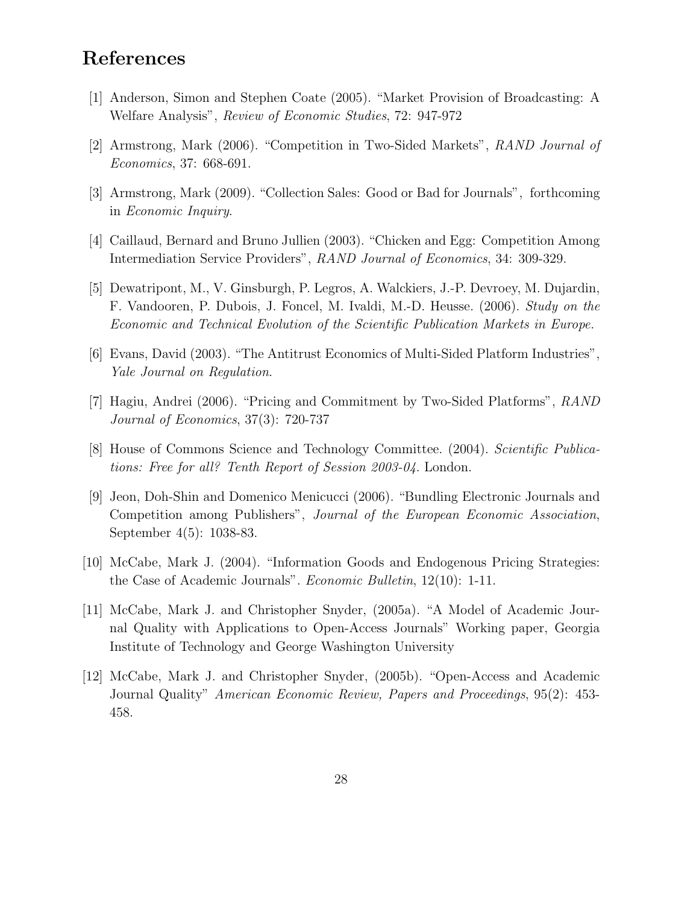## References

[1] Anderson, Simon and Stephen Coate (2005). "Market Provision of Broadcasting: A Welfare Analysis", *Review of Economic Studies*, 72: 947-972

[2] Armstrong, Mark (2006). "Competition in Two-Sided Markets", *RAND Journal of Economics*, 37: 668-691.

[3] Armstrong, Mark (2009). "Collection Sales: Good or Bad for Journals", forthcoming in *Economic Inquiry*.

[4] Caillaud, Bernard and Bruno Jullien (2003). "Chicken and Egg: Competition Among Intermediation Service Providers", *RAND Journal of Economics*, 34: 309-329.

[5] Dewatripont, M., V. Ginsburgh, P. Legros, A. Walckiers, J.-P. Devroey, M. Dujardin, F. Vandooren, P. Dubois, J. Foncel, M. Ivaldi, M.-D. Heusse. (2006). *Study on the Economic and Technical Evolution of the Scientific Publication Markets in Europe.*

[6] Evans, David (2003). "The Antitrust Economics of Multi-Sided Platform Industries", *Yale Journal on Regulation*.

[7] Hagiu, Andrei (2006). "Pricing and Commitment by Two-Sided Platforms", *RAND Journal of Economics*, 37(3): 720-737

[8] House of Commons Science and Technology Committee. (2004). *Scientific Publications: Free for all? Tenth Report of Session 2003-04*. London.

[9] Jeon, Doh-Shin and Domenico Menicucci (2006). "Bundling Electronic Journals and Competition among Publishers", *Journal of the European Economic Association*, September 4(5): 1038-83.

[10] McCabe, Mark J. (2004). "Information Goods and Endogenous Pricing Strategies: the Case of Academic Journals". *Economic Bulletin*, 12(10): 1-11.

[11] McCabe, Mark J. and Christopher Snyder, (2005a). "A Model of Academic Journal Quality with Applications to Open-Access Journals" Working paper, Georgia Institute of Technology and George Washington University

[12] McCabe, Mark J. and Christopher Snyder, (2005b). "Open-Access and Academic Journal Quality" *American Economic Review, Papers and Proceedings*, 95(2): 453-458.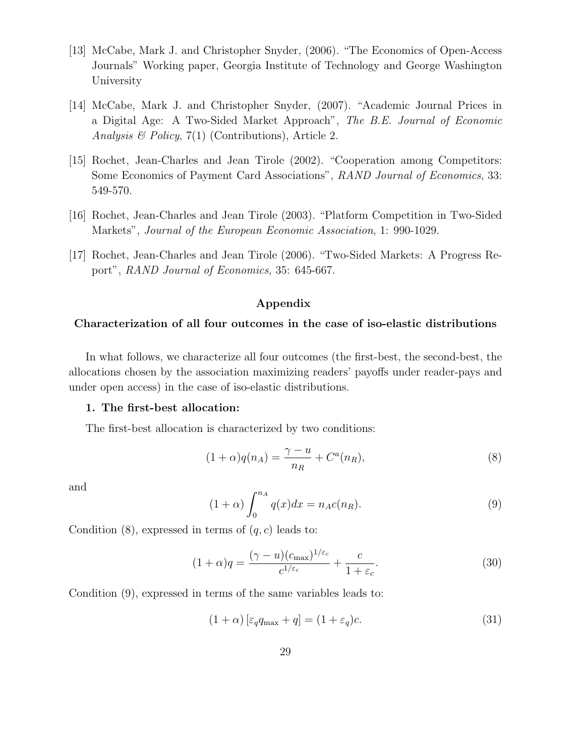[13] McCabe, Mark J. and Christopher Snyder, (2006). "The Economics of Open-Access Journals" Working paper, Georgia Institute of Technology and George Washington University

[14] McCabe, Mark J. and Christopher Snyder, (2007). "Academic Journal Prices in a Digital Age: A Two-Sided Market Approach", *The B.E. Journal of Economic Analysis & Policy*, 7(1) (Contributions), Article 2.

[15] Rochet, Jean-Charles and Jean Tirole (2002). "Cooperation among Competitors: Some Economics of Payment Card Associations", *RAND Journal of Economics*, 33: 549-570.

[16] Rochet, Jean-Charles and Jean Tirole (2003). "Platform Competition in Two-Sided Markets", *Journal of the European Economic Association*, 1: 990-1029.

[17] Rochet, Jean-Charles and Jean Tirole (2006). "Two-Sided Markets: A Progress Report", *RAND Journal of Economics,* 35: 645-667.

## Appendix

### Characterization of all four outcomes in the case of iso-elastic distributions

In what follows, we characterize all four outcomes (the first-best, the second-best, the allocations chosen by the association maximizing readers' payoffs under reader-pays and under open access) in the case of iso-elastic distributions.

**1. The first-best allocation:**

The first-best allocation is characterized by two conditions:

$$(1+\alpha)q(n_A) = \frac{\gamma - u}{n_R} + C^a(n_R), \tag{8}$$

and

$$(1+\alpha)\int_0^{n_A} q(x)dx = n_A c(n_R). \tag{9}$$

Condition (8), expressed in terms of $(q, c)$ leads to:

$$(1+\alpha)q = \frac{(\gamma - u)(c_{\max})^{1/\varepsilon_c}}{c^{1/\varepsilon_c}} + \frac{c}{1+\varepsilon_c}. \tag{30}$$

Condition (9), expressed in terms of the same variables leads to:

$$(1+\alpha)\left[\varepsilon_q q_{\max} + q\right] = (1+\varepsilon_q)c. \tag{31}$$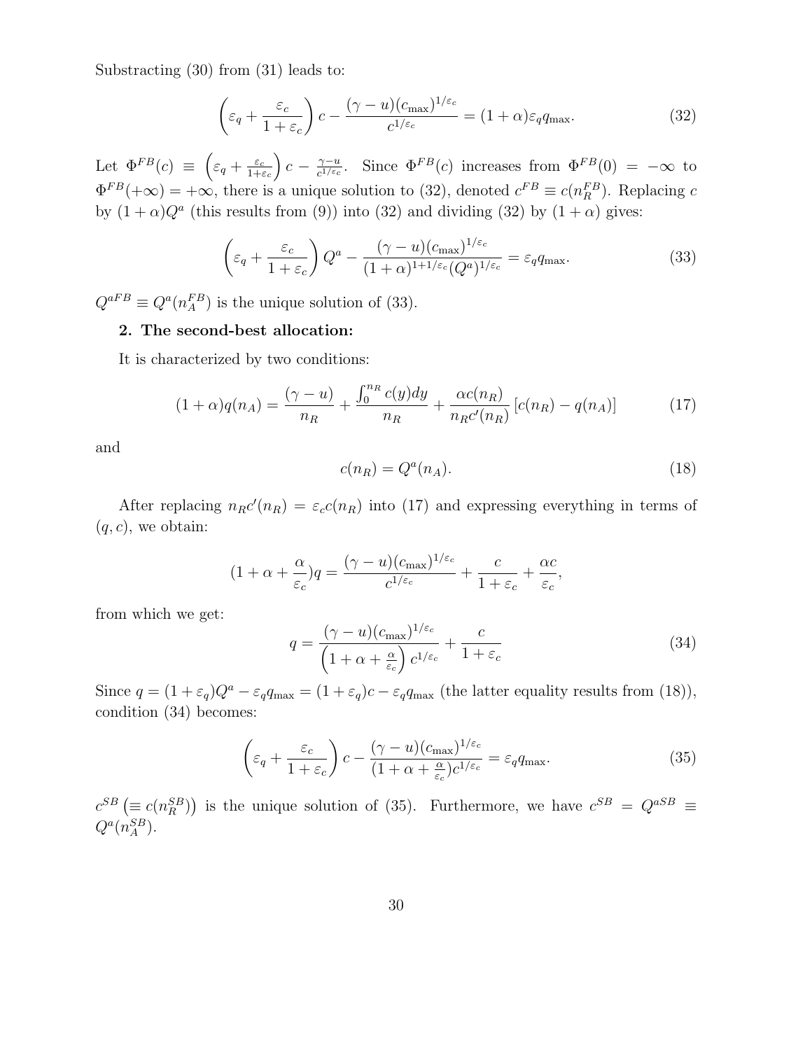Substracting (30) from (31) leads to:

$$\left(\varepsilon_q + \frac{\varepsilon_c}{1+\varepsilon_c}\right) c - \frac{(\gamma - u)(c_{\max})^{1/\varepsilon_c}}{c^{1/\varepsilon_c}} = (1+\alpha)\varepsilon_q q_{\max}. \tag{32}$$

Let $\Phi^{FB}(c) \equiv \left(\varepsilon_q + \frac{\varepsilon_c}{1+\varepsilon_c}\right) c - \frac{\gamma - u}{c^{1/\varepsilon_c}}$. Since $\Phi^{FB}(c)$ increases from $\Phi^{FB}(0) = -\infty$ to $\Phi^{FB}(+\infty) = +\infty$, there is a unique solution to (32), denoted $c^{FB} \equiv c(n_R^{FB})$. Replacing $c$ by $(1+\alpha)Q^a$ (this results from (9)) into (32) and dividing (32) by $(1+\alpha)$ gives:

$$\left(\varepsilon_q + \frac{\varepsilon_c}{1+\varepsilon_c}\right) Q^a - \frac{(\gamma - u)(c_{\max})^{1/\varepsilon_c}}{(1+\alpha)^{1+1/\varepsilon_c}(Q^a)^{1/\varepsilon_c}} = \varepsilon_q q_{\max}. \tag{33}$$

$Q^{aFB} \equiv Q^a(n_A^{FB})$ is the unique solution of (33).

**2. The second-best allocation:**

It is characterized by two conditions:

$$(1+\alpha)q(n_A) = \frac{(\gamma - u)}{n_R} + \frac{\int_0^{n_R} c(y)dy}{n_R} + \frac{\alpha c(n_R)}{n_R c'(n_R)}\left[c(n_R) - q(n_A)\right] \tag{17}$$

and

$$c(n_R) = Q^a(n_A). \tag{18}$$

After replacing $n_R c'(n_R) = \varepsilon_c c(n_R)$ into (17) and expressing everything in terms of $(q, c)$, we obtain:

$$(1 + \alpha + \frac{\alpha}{\varepsilon_c})q = \frac{(\gamma - u)(c_{\max})^{1/\varepsilon_c}}{c^{1/\varepsilon_c}} + \frac{c}{1+\varepsilon_c} + \frac{\alpha c}{\varepsilon_c},$$

from which we get:

$$q = \frac{(\gamma - u)(c_{\max})^{1/\varepsilon_c}}{\left(1 + \alpha + \frac{\alpha}{\varepsilon_c}\right) c^{1/\varepsilon_c}} + \frac{c}{1+\varepsilon_c} \tag{34}$$

Since $q = (1+\varepsilon_q)Q^a - \varepsilon_q q_{\max} = (1+\varepsilon_q)c - \varepsilon_q q_{\max}$ (the latter equality results from (18)), condition (34) becomes:

$$\left(\varepsilon_q + \frac{\varepsilon_c}{1+\varepsilon_c}\right) c - \frac{(\gamma - u)(c_{\max})^{1/\varepsilon_c}}{(1 + \alpha + \frac{\alpha}{\varepsilon_c})c^{1/\varepsilon_c}} = \varepsilon_q q_{\max}. \tag{35}$$

$c^{SB}\left(\equiv c(n_R^{SB})\right)$ is the unique solution of (35). Furthermore, we have $c^{SB} = Q^{aSB} \equiv Q^a(n_A^{SB})$.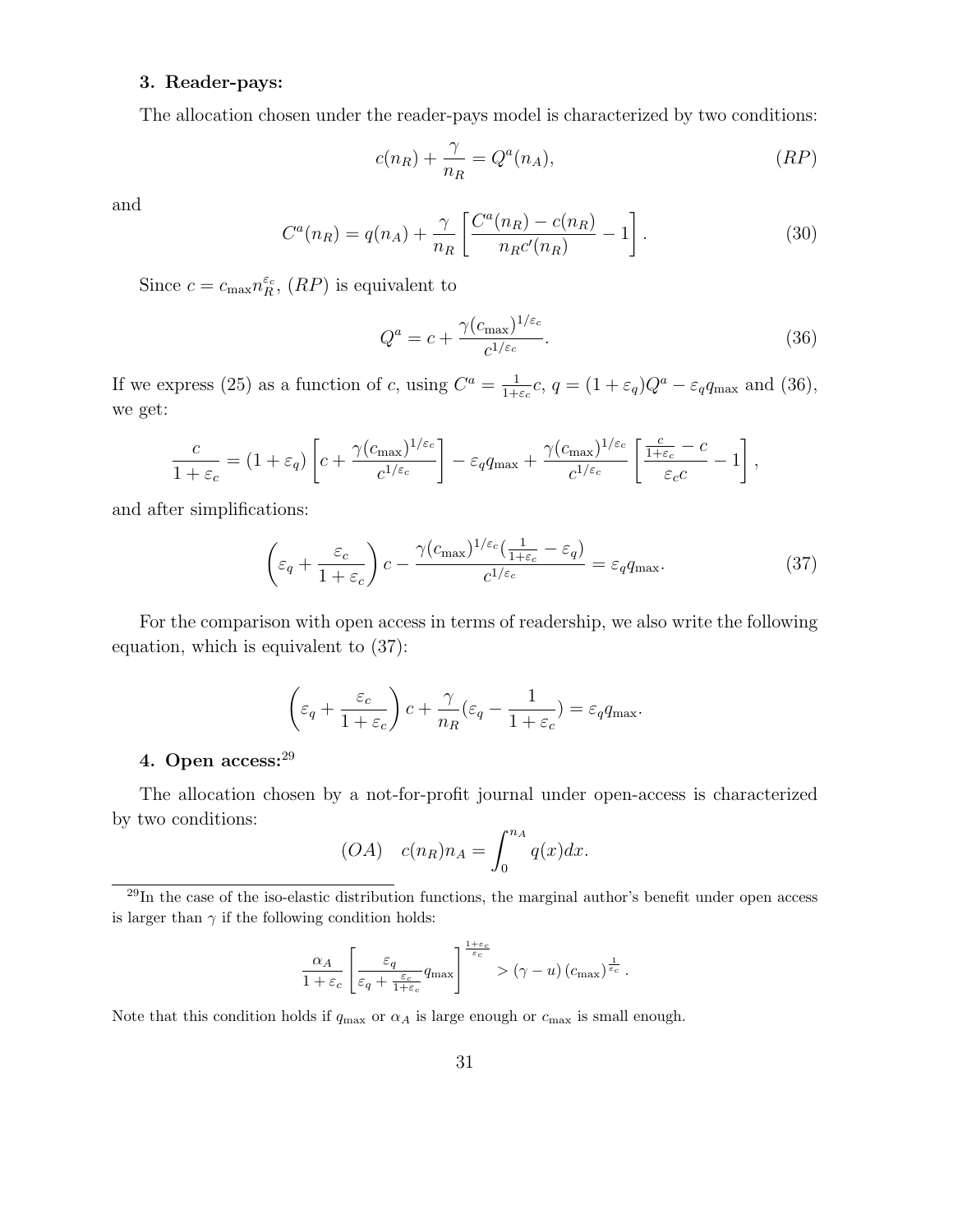**3. Reader-pays:**

The allocation chosen under the reader-pays model is characterized by two conditions:

$$c(n_R) + \frac{\gamma}{n_R} = Q^a(n_A), \tag{$RP$}$$

and

$$C^a(n_R) = q(n_A) + \frac{\gamma}{n_R}\left[\frac{C^a(n_R) - c(n_R)}{n_R c'(n_R)} - 1\right]. \tag{30}$$

Since $c = c_{\max} n_R^{\varepsilon_c}$, $(RP)$ is equivalent to

$$Q^a = c + \frac{\gamma (c_{\max})^{1/\varepsilon_c}}{c^{1/\varepsilon_c}}. \tag{36}$$

If we express (25) as a function of $c$, using $C^a = \frac{1}{1+\varepsilon_c}c$, $q = (1+\varepsilon_q)Q^a - \varepsilon_q q_{\max}$ and (36), we get:

$$\frac{c}{1+\varepsilon_c} = (1+\varepsilon_q)\left[c + \frac{\gamma (c_{\max})^{1/\varepsilon_c}}{c^{1/\varepsilon_c}}\right] - \varepsilon_q q_{\max} + \frac{\gamma (c_{\max})^{1/\varepsilon_c}}{c^{1/\varepsilon_c}}\left[\frac{\frac{c}{1+\varepsilon_c} - c}{\varepsilon_c c} - 1\right],$$

and after simplifications:

$$\left(\varepsilon_q + \frac{\varepsilon_c}{1+\varepsilon_c}\right)c - \frac{\gamma (c_{\max})^{1/\varepsilon_c}\left(\frac{1}{1+\varepsilon_c} - \varepsilon_q\right)}{c^{1/\varepsilon_c}} = \varepsilon_q q_{\max}. \tag{37}$$

For the comparison with open access in terms of readership, we also write the following equation, which is equivalent to (37):

$$\left(\varepsilon_q + \frac{\varepsilon_c}{1+\varepsilon_c}\right)c + \frac{\gamma}{n_R}\left(\varepsilon_q - \frac{1}{1+\varepsilon_c}\right) = \varepsilon_q q_{\max}.$$

**4. Open access:**[29]

The allocation chosen by a not-for-profit journal under open-access is characterized by two conditions:

$$(OA) \quad c(n_R)n_A = \int_0^{n_A} q(x)dx.$$

[29] In the case of the iso-elastic distribution functions, the marginal author's benefit under open access is larger than $\gamma$ if the following condition holds:

$$\frac{\alpha_A}{1+\varepsilon_c}\left[\frac{\varepsilon_q}{\varepsilon_q + \frac{\varepsilon_c}{1+\varepsilon_c}} q_{\max}\right]^{\frac{1+\varepsilon_c}{\varepsilon_c}} > (\gamma - u)\,(c_{\max})^{\frac{1}{\varepsilon_c}}.$$

Note that this condition holds if $q_{\max}$ or $\alpha_A$ is large enough or $c_{\max}$ is small enough.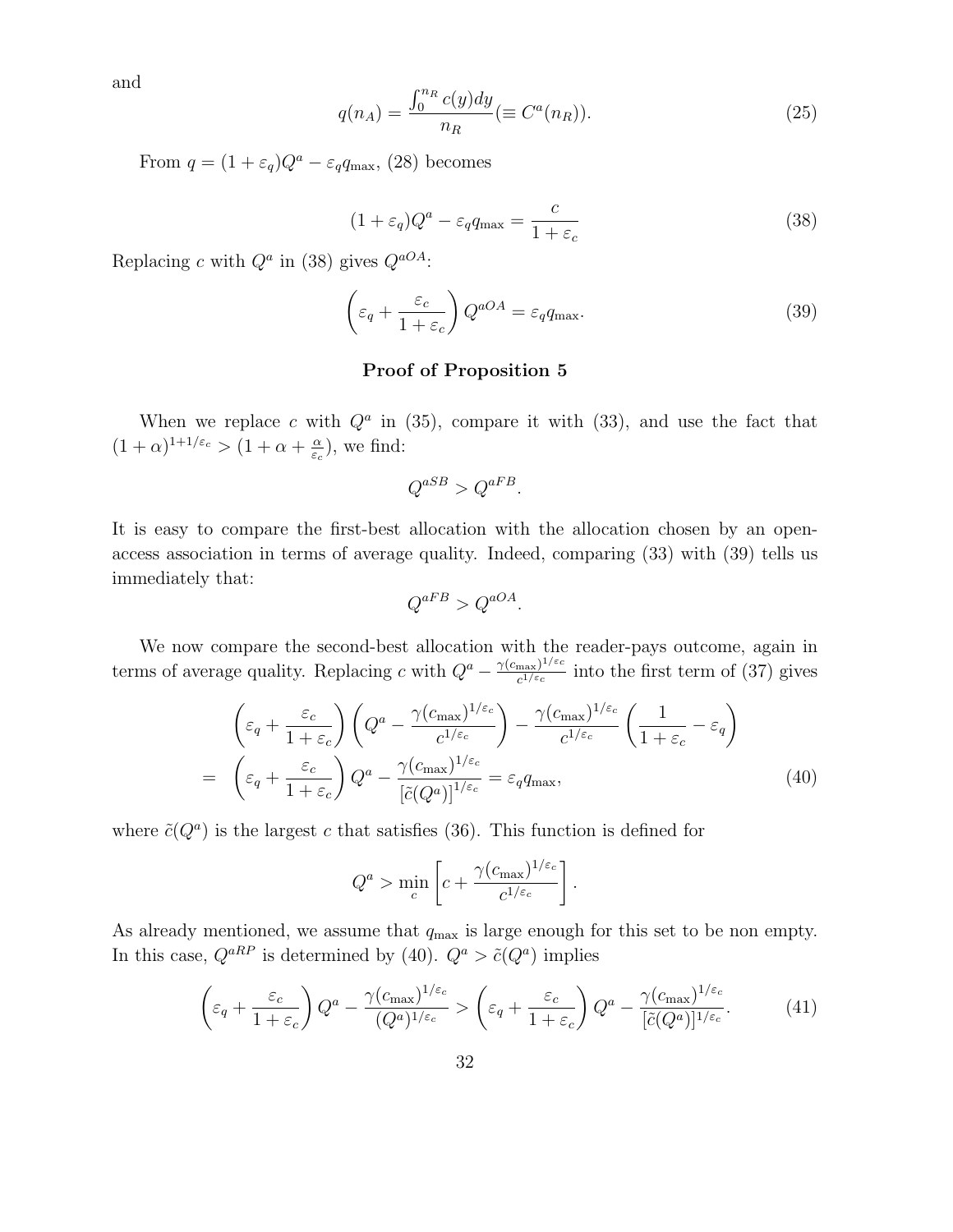and

$$q(n_A) = \frac{\int_0^{n_R} c(y)dy}{n_R} (\equiv C^a(n_R)). \tag{25}$$

From $q = (1+\varepsilon_q)Q^a - \varepsilon_q q_{\max}$, (28) becomes

$$(1+\varepsilon_q)Q^a - \varepsilon_q q_{\max} = \frac{c}{1+\varepsilon_c} \tag{38}$$

Replacing $c$ with $Q^a$ in (38) gives $Q^{aOA}$:

$$\left(\varepsilon_q + \frac{\varepsilon_c}{1+\varepsilon_c}\right) Q^{aOA} = \varepsilon_q q_{\max}. \tag{39}$$

### Proof of Proposition 5

When we replace $c$ with $Q^a$ in (35), compare it with (33), and use the fact that $(1+\alpha)^{1+1/\varepsilon_c} > (1+\alpha+\frac{\alpha}{\varepsilon_c})$, we find:

$$Q^{aSB} > Q^{aFB}.$$

It is easy to compare the first-best allocation with the allocation chosen by an open-access association in terms of average quality. Indeed, comparing (33) with (39) tells us immediately that:

$$Q^{aFB} > Q^{aOA}.$$

We now compare the second-best allocation with the reader-pays outcome, again in terms of average quality. Replacing $c$ with $Q^a - \frac{\gamma(c_{\max})^{1/\varepsilon_c}}{c^{1/\varepsilon_c}}$ into the first term of (37) gives

$$\begin{aligned}
&\left(\varepsilon_q + \frac{\varepsilon_c}{1+\varepsilon_c}\right)\left(Q^a - \frac{\gamma(c_{\max})^{1/\varepsilon_c}}{c^{1/\varepsilon_c}}\right) - \frac{\gamma(c_{\max})^{1/\varepsilon_c}}{c^{1/\varepsilon_c}}\left(\frac{1}{1+\varepsilon_c} - \varepsilon_q\right) \\
= \;&\left(\varepsilon_q + \frac{\varepsilon_c}{1+\varepsilon_c}\right) Q^a - \frac{\gamma(c_{\max})^{1/\varepsilon_c}}{[\tilde{c}(Q^a)]^{1/\varepsilon_c}} = \varepsilon_q q_{\max},
\end{aligned} \tag{40}$$

where $\tilde{c}(Q^a)$ is the largest $c$ that satisfies (36). This function is defined for

$$Q^a > \min_c \left[c + \frac{\gamma(c_{\max})^{1/\varepsilon_c}}{c^{1/\varepsilon_c}}\right].$$

As already mentioned, we assume that $q_{\max}$ is large enough for this set to be non empty. In this case, $Q^{aRP}$ is determined by (40). $Q^a > \tilde{c}(Q^a)$ implies

$$\left(\varepsilon_q + \frac{\varepsilon_c}{1+\varepsilon_c}\right) Q^a - \frac{\gamma(c_{\max})^{1/\varepsilon_c}}{(Q^a)^{1/\varepsilon_c}} > \left(\varepsilon_q + \frac{\varepsilon_c}{1+\varepsilon_c}\right) Q^a - \frac{\gamma(c_{\max})^{1/\varepsilon_c}}{[\tilde{c}(Q^a)]^{1/\varepsilon_c}}. \tag{41}$$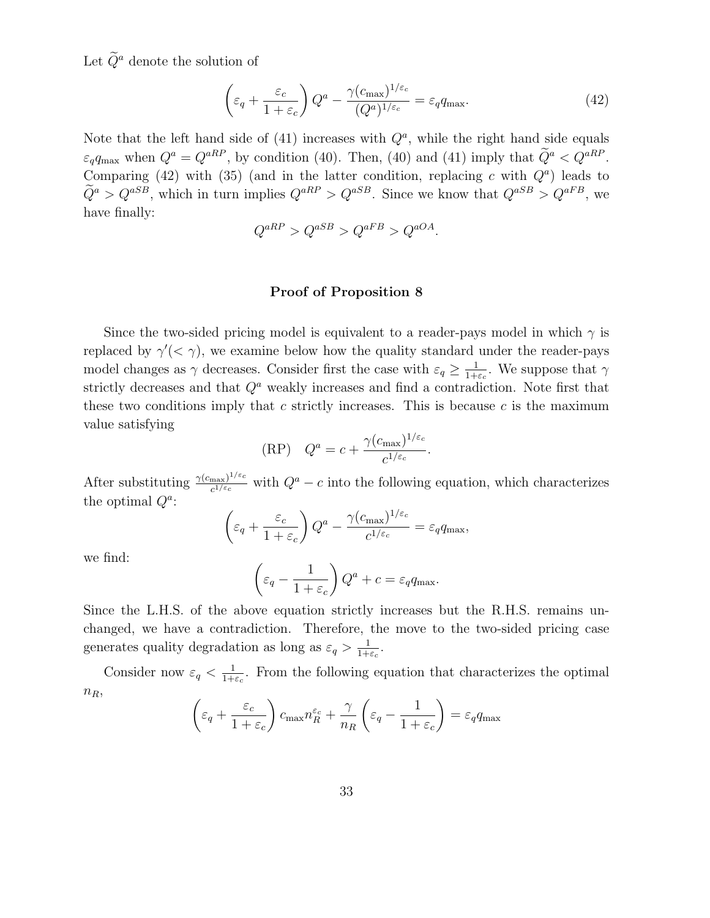Let $\widetilde{Q}^a$ denote the solution of

$$\left(\varepsilon_q + \frac{\varepsilon_c}{1+\varepsilon_c}\right) Q^a - \frac{\gamma (c_{\max})^{1/\varepsilon_c}}{(Q^a)^{1/\varepsilon_c}} = \varepsilon_q q_{\max}. \tag{42}$$

Note that the left hand side of (41) increases with $Q^a$, while the right hand side equals $\varepsilon_q q_{\max}$ when $Q^a = Q^{aRP}$, by condition (40). Then, (40) and (41) imply that $\widetilde{Q}^a < Q^{aRP}$. Comparing (42) with (35) (and in the latter condition, replacing $c$ with $Q^a$) leads to $\widetilde{Q}^a > Q^{aSB}$, which in turn implies $Q^{aRP} > Q^{aSB}$. Since we know that $Q^{aSB} > Q^{aFB}$, we have finally:

$$Q^{aRP} > Q^{aSB} > Q^{aFB} > Q^{aOA}.$$

**Proof of Proposition 8**

Since the two-sided pricing model is equivalent to a reader-pays model in which $\gamma$ is replaced by $\gamma'(< \gamma)$, we examine below how the quality standard under the reader-pays model changes as $\gamma$ decreases. Consider first the case with $\varepsilon_q \geq \frac{1}{1+\varepsilon_c}$. We suppose that $\gamma$ strictly decreases and that $Q^a$ weakly increases and find a contradiction. Note first that these two conditions imply that $c$ strictly increases. This is because $c$ is the maximum value satisfying

$$\text{(RP)} \quad Q^a = c + \frac{\gamma (c_{\max})^{1/\varepsilon_c}}{c^{1/\varepsilon_c}}.$$

After substituting $\frac{\gamma (c_{\max})^{1/\varepsilon_c}}{c^{1/\varepsilon_c}}$ with $Q^a - c$ into the following equation, which characterizes the optimal $Q^a$:

$$\left(\varepsilon_q + \frac{\varepsilon_c}{1+\varepsilon_c}\right) Q^a - \frac{\gamma (c_{\max})^{1/\varepsilon_c}}{c^{1/\varepsilon_c}} = \varepsilon_q q_{\max},$$

we find:

$$\left(\varepsilon_q - \frac{1}{1+\varepsilon_c}\right) Q^a + c = \varepsilon_q q_{\max}.$$

Since the L.H.S. of the above equation strictly increases but the R.H.S. remains unchanged, we have a contradiction. Therefore, the move to the two-sided pricing case generates quality degradation as long as $\varepsilon_q > \frac{1}{1+\varepsilon_c}$.

Consider now $\varepsilon_q < \frac{1}{1+\varepsilon_c}$. From the following equation that characterizes the optimal $n_R$,

$$\left(\varepsilon_q + \frac{\varepsilon_c}{1+\varepsilon_c}\right) c_{\max} n_R^{\varepsilon_c} + \frac{\gamma}{n_R}\left(\varepsilon_q - \frac{1}{1+\varepsilon_c}\right) = \varepsilon_q q_{\max}$$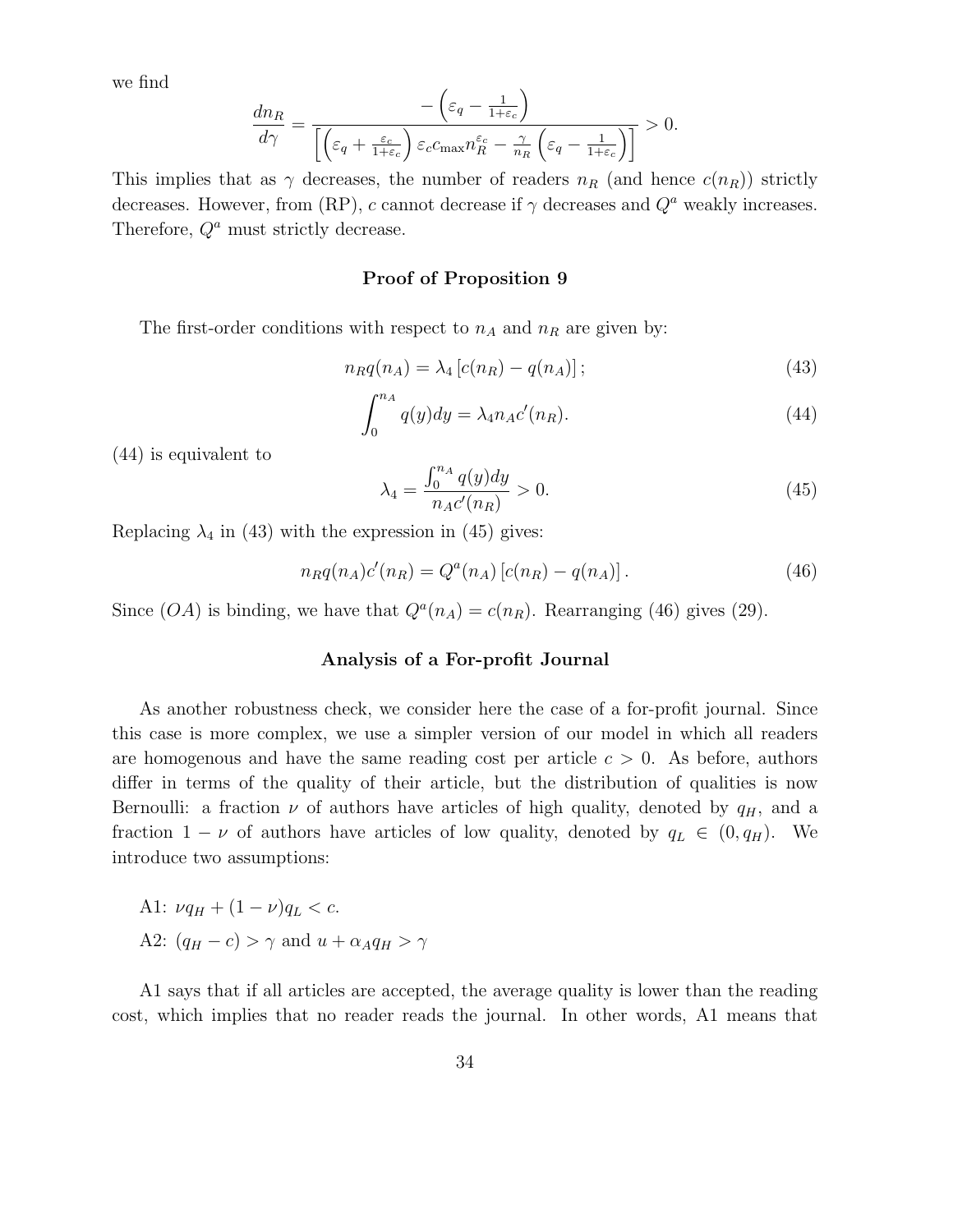we find

$$\frac{dn_R}{d\gamma} = \frac{-\left(\varepsilon_q - \frac{1}{1+\varepsilon_c}\right)}{\left[\left(\varepsilon_q + \frac{\varepsilon_c}{1+\varepsilon_c}\right)\varepsilon_c c_{\max} n_R^{\varepsilon_c} - \frac{\gamma}{n_R}\left(\varepsilon_q - \frac{1}{1+\varepsilon_c}\right)\right]} > 0.$$

This implies that as $\gamma$ decreases, the number of readers $n_R$ (and hence $c(n_R)$) strictly decreases. However, from (RP), $c$ cannot decrease if $\gamma$ decreases and $Q^a$ weakly increases. Therefore, $Q^a$ must strictly decrease.

### Proof of Proposition 9

The first-order conditions with respect to $n_A$ and $n_R$ are given by:

$$n_R q(n_A) = \lambda_4 \left[c(n_R) - q(n_A)\right]; \tag{43}$$

$$\int_0^{n_A} q(y)dy = \lambda_4 n_A c'(n_R). \tag{44}$$

(44) is equivalent to

$$\lambda_4 = \frac{\int_0^{n_A} q(y)dy}{n_A c'(n_R)} > 0. \tag{45}$$

Replacing $\lambda_4$ in (43) with the expression in (45) gives:

$$n_R q(n_A) c'(n_R) = Q^a(n_A)\left[c(n_R) - q(n_A)\right]. \tag{46}$$

Since $(OA)$ is binding, we have that $Q^a(n_A) = c(n_R)$. Rearranging (46) gives (29).

### Analysis of a For-profit Journal

As another robustness check, we consider here the case of a for-profit journal. Since this case is more complex, we use a simpler version of our model in which all readers are homogenous and have the same reading cost per article $c > 0$. As before, authors differ in terms of the quality of their article, but the distribution of qualities is now Bernoulli: a fraction $\nu$ of authors have articles of high quality, denoted by $q_H$, and a fraction $1 - \nu$ of authors have articles of low quality, denoted by $q_L \in (0, q_H)$. We introduce two assumptions:

A1: $\nu q_H + (1-\nu)q_L < c$.

A2: $(q_H - c) > \gamma$ and $u + \alpha_A q_H > \gamma$

A1 says that if all articles are accepted, the average quality is lower than the reading cost, which implies that no reader reads the journal. In other words, A1 means that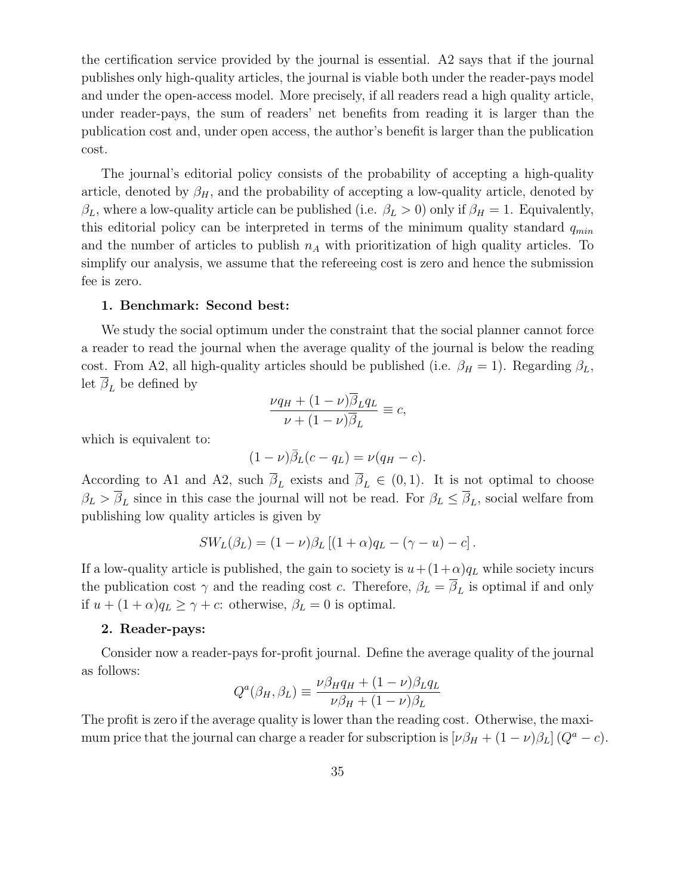the certification service provided by the journal is essential. A2 says that if the journal publishes only high-quality articles, the journal is viable both under the reader-pays model and under the open-access model. More precisely, if all readers read a high quality article, under reader-pays, the sum of readers' net benefits from reading it is larger than the publication cost and, under open access, the author's benefit is larger than the publication cost.

The journal's editorial policy consists of the probability of accepting a high-quality article, denoted by $\beta_H$, and the probability of accepting a low-quality article, denoted by $\beta_L$, where a low-quality article can be published (i.e. $\beta_L > 0$) only if $\beta_H = 1$. Equivalently, this editorial policy can be interpreted in terms of the minimum quality standard $q_{min}$ and the number of articles to publish $n_A$ with prioritization of high quality articles. To simplify our analysis, we assume that the refereeing cost is zero and hence the submission fee is zero.

**1. Benchmark: Second best:**

We study the social optimum under the constraint that the social planner cannot force a reader to read the journal when the average quality of the journal is below the reading cost. From A2, all high-quality articles should be published (i.e. $\beta_H = 1$). Regarding $\beta_L$, let $\overline{\beta}_L$ be defined by

$$\frac{\nu q_H + (1-\nu)\overline{\beta}_L q_L}{\nu + (1-\nu)\overline{\beta}_L} \equiv c,$$

which is equivalent to:

$$(1-\nu)\bar{\beta}_L(c - q_L) = \nu(q_H - c).$$

According to A1 and A2, such $\overline{\beta}_L$ exists and $\overline{\beta}_L \in (0,1)$. It is not optimal to choose $\beta_L > \overline{\beta}_L$ since in this case the journal will not be read. For $\beta_L \leq \overline{\beta}_L$, social welfare from publishing low quality articles is given by

$$SW_L(\beta_L) = (1-\nu)\beta_L\left[(1+\alpha)q_L - (\gamma - u) - c\right].$$

If a low-quality article is published, the gain to society is $u + (1+\alpha)q_L$ while society incurs the publication cost $\gamma$ and the reading cost $c$. Therefore, $\beta_L = \overline{\beta}_L$ is optimal if and only if $u + (1+\alpha)q_L \geq \gamma + c$: otherwise, $\beta_L = 0$ is optimal.

**2. Reader-pays:**

Consider now a reader-pays for-profit journal. Define the average quality of the journal as follows:

$$Q^a(\beta_H, \beta_L) \equiv \frac{\nu\beta_H q_H + (1-\nu)\beta_L q_L}{\nu\beta_H + (1-\nu)\beta_L}$$

The profit is zero if the average quality is lower than the reading cost. Otherwise, the maximum price that the journal can charge a reader for subscription is $\left[\nu\beta_H + (1-\nu)\beta_L\right](Q^a - c)$.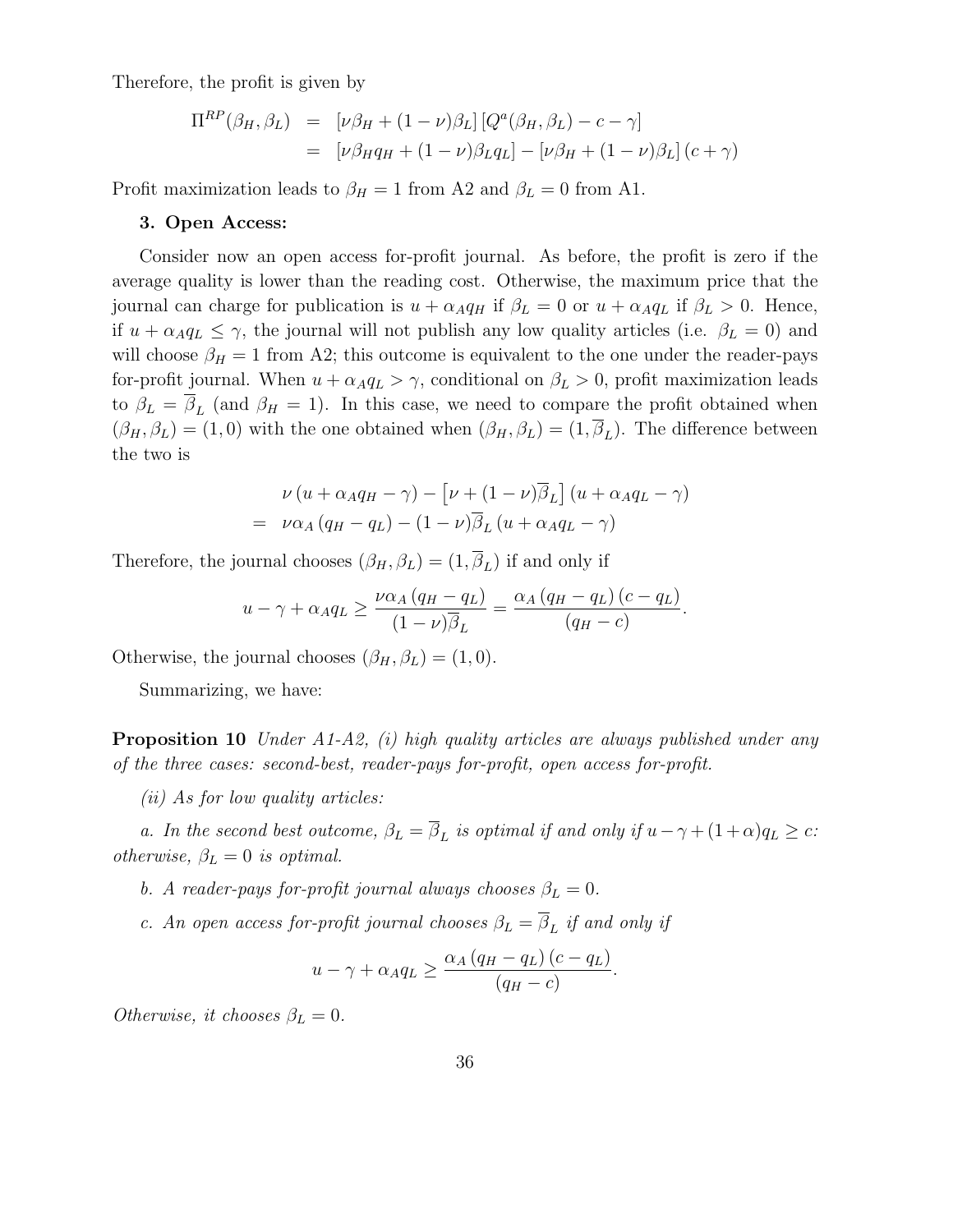Therefore, the profit is given by

$$
\begin{aligned}
\Pi^{RP}(\beta_H, \beta_L) &= [\nu\beta_H + (1-\nu)\beta_L]\,[Q^a(\beta_H, \beta_L) - c - \gamma] \\
&= [\nu\beta_H q_H + (1-\nu)\beta_L q_L] - [\nu\beta_H + (1-\nu)\beta_L]\,(c+\gamma)
\end{aligned}
$$

Profit maximization leads to $\beta_H = 1$ from A2 and $\beta_L = 0$ from A1.

**3. Open Access:**

Consider now an open access for-profit journal. As before, the profit is zero if the average quality is lower than the reading cost. Otherwise, the maximum price that the journal can charge for publication is $u + \alpha_A q_H$ if $\beta_L = 0$ or $u + \alpha_A q_L$ if $\beta_L > 0$. Hence, if $u + \alpha_A q_L \leq \gamma$, the journal will not publish any low quality articles (i.e. $\beta_L = 0$) and will choose $\beta_H = 1$ from A2; this outcome is equivalent to the one under the reader-pays for-profit journal. When $u + \alpha_A q_L > \gamma$, conditional on $\beta_L > 0$, profit maximization leads to $\beta_L = \overline{\beta}_L$ (and $\beta_H = 1$). In this case, we need to compare the profit obtained when $(\beta_H, \beta_L) = (1, 0)$ with the one obtained when $(\beta_H, \beta_L) = (1, \overline{\beta}_L)$. The difference between the two is

$$
\begin{aligned}
& \nu\,(u + \alpha_A q_H - \gamma) - \left[\nu + (1-\nu)\overline{\beta}_L\right](u + \alpha_A q_L - \gamma) \\
=\; & \nu\alpha_A\,(q_H - q_L) - (1-\nu)\overline{\beta}_L\,(u + \alpha_A q_L - \gamma)
\end{aligned}
$$

Therefore, the journal chooses $(\beta_H, \beta_L) = (1, \overline{\beta}_L)$ if and only if

$$
u - \gamma + \alpha_A q_L \geq \frac{\nu\alpha_A\,(q_H - q_L)}{(1-\nu)\overline{\beta}_L} = \frac{\alpha_A\,(q_H - q_L)\,(c - q_L)}{(q_H - c)}.
$$

Otherwise, the journal chooses $(\beta_H, \beta_L) = (1, 0)$.

Summarizing, we have:

**Proposition 10** *Under A1-A2, (i) high quality articles are always published under any of the three cases: second-best, reader-pays for-profit, open access for-profit.*

*(ii) As for low quality articles:*

*a. In the second best outcome, $\beta_L = \overline{\beta}_L$ is optimal if and only if $u - \gamma + (1+\alpha)q_L \geq c$: otherwise, $\beta_L = 0$ is optimal.*

*b. A reader-pays for-profit journal always chooses $\beta_L = 0$.*

*c. An open access for-profit journal chooses $\beta_L = \overline{\beta}_L$ if and only if*

$$
u - \gamma + \alpha_A q_L \geq \frac{\alpha_A\,(q_H - q_L)\,(c - q_L)}{(q_H - c)}.
$$

*Otherwise, it chooses $\beta_L = 0$.*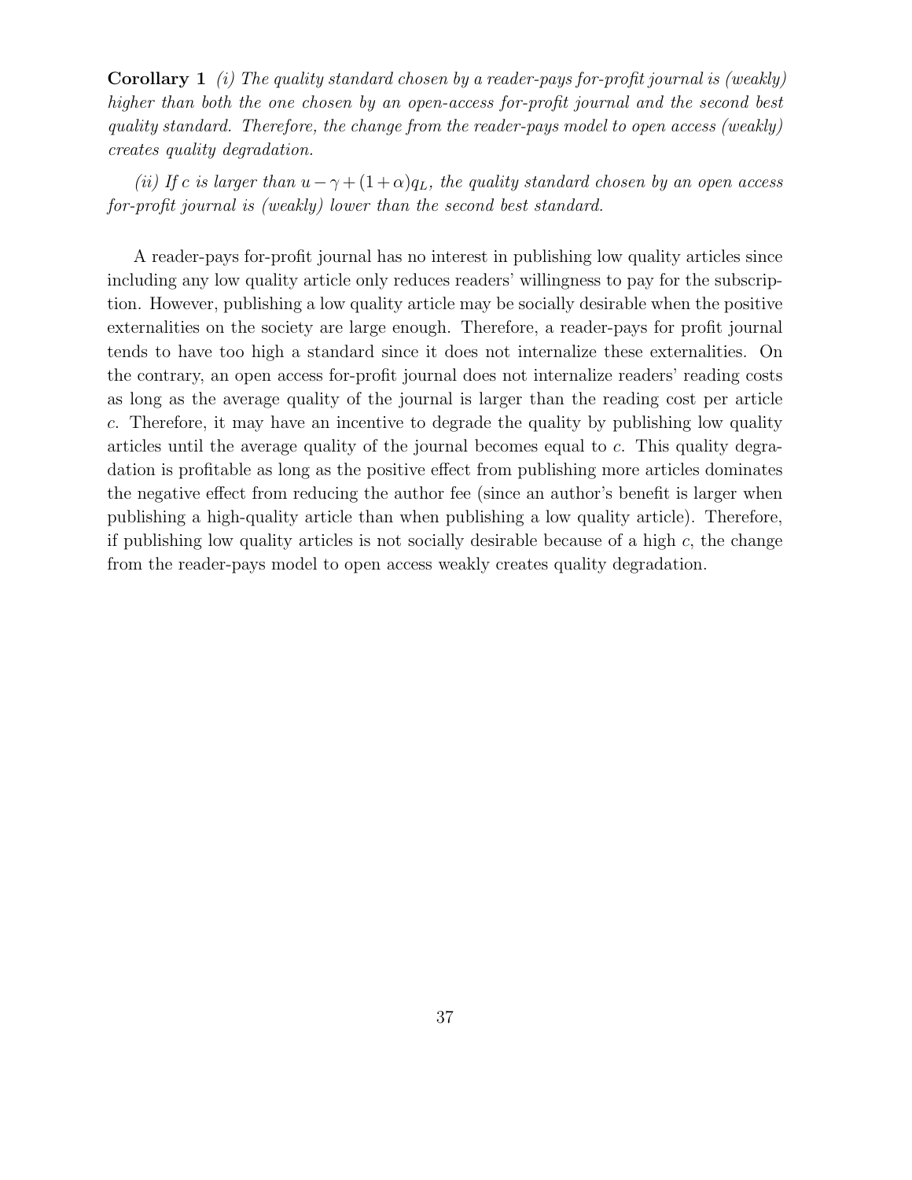**Corollary 1** *(i) The quality standard chosen by a reader-pays for-profit journal is (weakly) higher than both the one chosen by an open-access for-profit journal and the second best quality standard. Therefore, the change from the reader-pays model to open access (weakly) creates quality degradation.*

*(ii) If $c$ is larger than $u - \gamma + (1+\alpha)q_L$, the quality standard chosen by an open access for-profit journal is (weakly) lower than the second best standard.*

A reader-pays for-profit journal has no interest in publishing low quality articles since including any low quality article only reduces readers' willingness to pay for the subscription. However, publishing a low quality article may be socially desirable when the positive externalities on the society are large enough. Therefore, a reader-pays for profit journal tends to have too high a standard since it does not internalize these externalities. On the contrary, an open access for-profit journal does not internalize readers' reading costs as long as the average quality of the journal is larger than the reading cost per article $c$. Therefore, it may have an incentive to degrade the quality by publishing low quality articles until the average quality of the journal becomes equal to $c$. This quality degradation is profitable as long as the positive effect from publishing more articles dominates the negative effect from reducing the author fee (since an author's benefit is larger when publishing a high-quality article than when publishing a low quality article). Therefore, if publishing low quality articles is not socially desirable because of a high $c$, the change from the reader-pays model to open access weakly creates quality degradation.